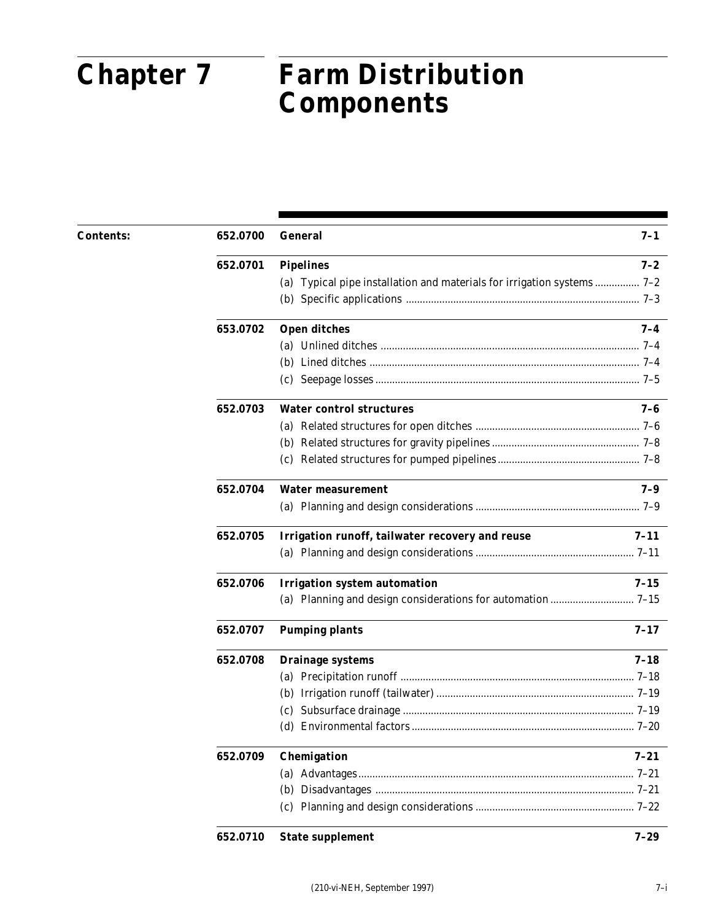# Chapter 7 Farm Distribution Components

**Contents:**

| | | |
|---|---|---|
| **652.0700** | **General** | **7–1** |
| **652.0701** | **Pipelines** | **7–2** |
| | (a) Typical pipe installation and materials for irrigation systems | 7–2 |
| | (b) Specific applications | 7–3 |
| **653.0702** | **Open ditches** | **7–4** |
| | (a) Unlined ditches | 7–4 |
| | (b) Lined ditches | 7–4 |
| | (c) Seepage losses | 7–5 |
| **652.0703** | **Water control structures** | **7–6** |
| | (a) Related structures for open ditches | 7–6 |
| | (b) Related structures for gravity pipelines | 7–8 |
| | (c) Related structures for pumped pipelines | 7–8 |
| **652.0704** | **Water measurement** | **7–9** |
| | (a) Planning and design considerations | 7–9 |
| **652.0705** | **Irrigation runoff, tailwater recovery and reuse** | **7–11** |
| | (a) Planning and design considerations | 7–11 |
| **652.0706** | **Irrigation system automation** | **7–15** |
| | (a) Planning and design considerations for automation | 7–15 |
| **652.0707** | **Pumping plants** | **7–17** |
| **652.0708** | **Drainage systems** | **7–18** |
| | (a) Precipitation runoff | 7–18 |
| | (b) Irrigation runoff (tailwater) | 7–19 |
| | (c) Subsurface drainage | 7–19 |
| | (d) Environmental factors | 7–20 |
| **652.0709** | **Chemigation** | **7–21** |
| | (a) Advantages | 7–21 |
| | (b) Disadvantages | 7–21 |
| | (c) Planning and design considerations | 7–22 |
| **652.0710** | **State supplement** | **7–29** |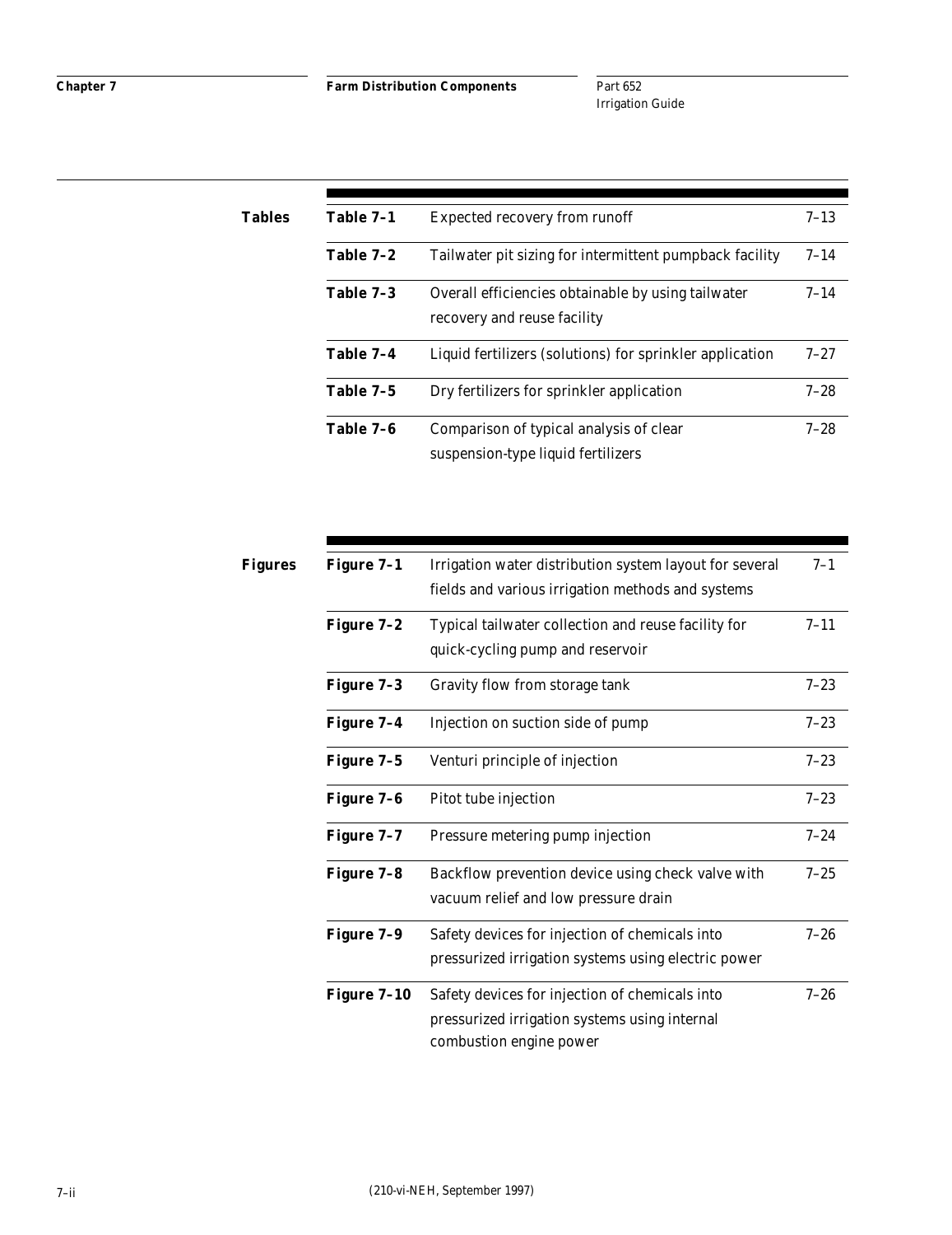## Tables

| | | |
|---|---|---|
| **Table 7–1** | Expected recovery from runoff | 7–13 |
| **Table 7–2** | Tailwater pit sizing for intermittent pumpback facility | 7–14 |
| **Table 7–3** | Overall efficiencies obtainable by using tailwater recovery and reuse facility | 7–14 |
| **Table 7–4** | Liquid fertilizers (solutions) for sprinkler application | 7–27 |
| **Table 7–5** | Dry fertilizers for sprinkler application | 7–28 |
| **Table 7–6** | Comparison of typical analysis of clear suspension-type liquid fertilizers | 7–28 |

## Figures

| | | |
|---|---|---|
| **Figure 7–1** | Irrigation water distribution system layout for several fields and various irrigation methods and systems | 7–1 |
| **Figure 7–2** | Typical tailwater collection and reuse facility for quick-cycling pump and reservoir | 7–11 |
| **Figure 7–3** | Gravity flow from storage tank | 7–23 |
| **Figure 7–4** | Injection on suction side of pump | 7–23 |
| **Figure 7–5** | Venturi principle of injection | 7–23 |
| **Figure 7–6** | Pitot tube injection | 7–23 |
| **Figure 7–7** | Pressure metering pump injection | 7–24 |
| **Figure 7–8** | Backflow prevention device using check valve with vacuum relief and low pressure drain | 7–25 |
| **Figure 7–9** | Safety devices for injection of chemicals into pressurized irrigation systems using electric power | 7–26 |
| **Figure 7–10** | Safety devices for injection of chemicals into pressurized irrigation systems using internal combustion engine power | 7–26 |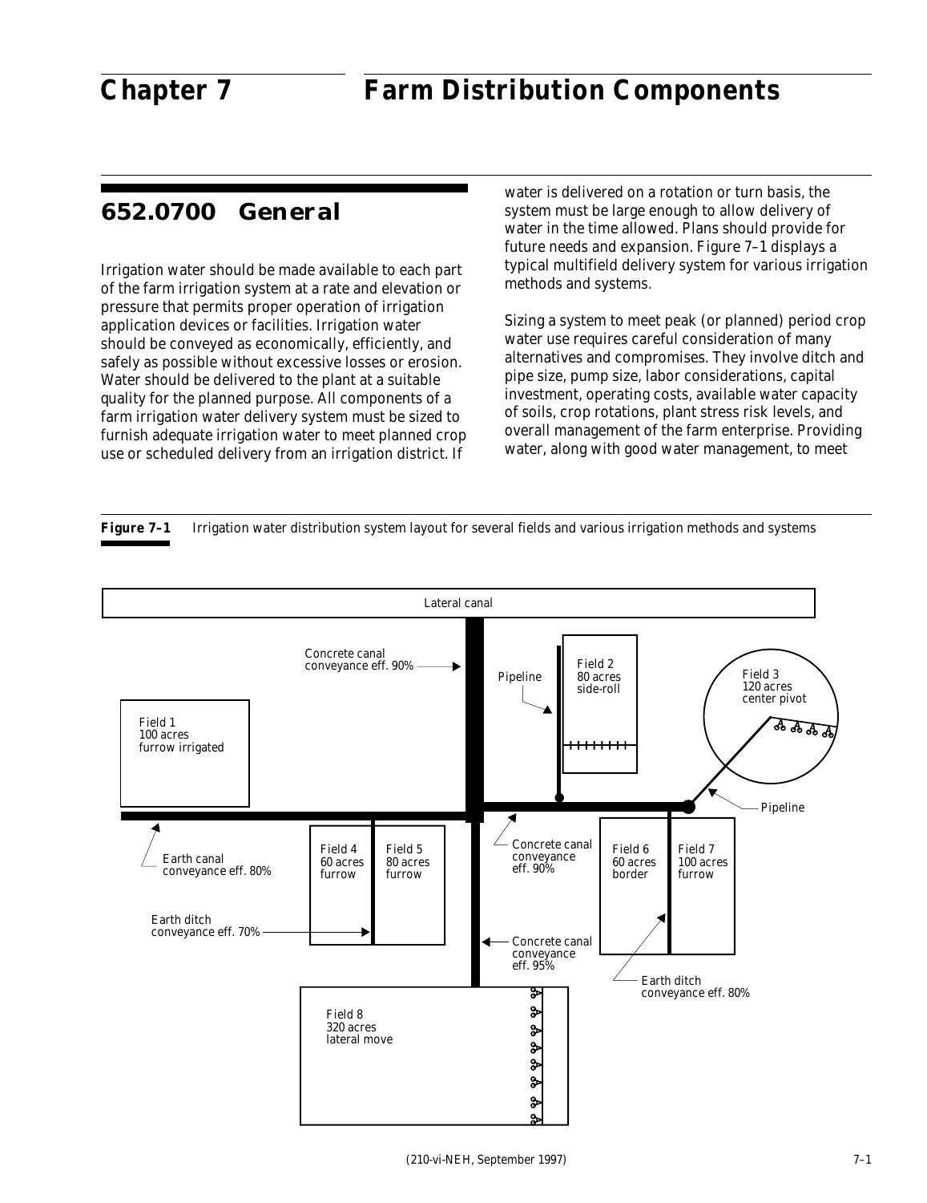# Chapter 7 Farm Distribution Components

## 652.0700 General

Irrigation water should be made available to each part of the farm irrigation system at a rate and elevation or pressure that permits proper operation of irrigation application devices or facilities. Irrigation water should be conveyed as economically, efficiently, and safely as possible without excessive losses or erosion. Water should be delivered to the plant at a suitable quality for the planned purpose. All components of a farm irrigation water delivery system must be sized to furnish adequate irrigation water to meet planned crop use or scheduled delivery from an irrigation district. If water is delivered on a rotation or turn basis, the system must be large enough to allow delivery of water in the time allowed. Plans should provide for future needs and expansion. Figure 7–1 displays a typical multifield delivery system for various irrigation methods and systems.

Sizing a system to meet peak (or planned) period crop water use requires careful consideration of many alternatives and compromises. They involve ditch and pipe size, pump size, labor considerations, capital investment, operating costs, available water capacity of soils, crop rotations, plant stress risk levels, and overall management of the farm enterprise. Providing water, along with good water management, to meet

**Figure 7–1** Irrigation water distribution system layout for several fields and various irrigation methods and systems

Lateral canal

Concrete canal conveyance eff. 90%

Pipeline

Field 2 80 acres side-roll

Field 3 120 acres center pivot

Field 1 100 acres furrow irrigated

Pipeline

Earth canal conveyance eff. 80%

Field 4 60 acres furrow

Field 5 80 acres furrow

Concrete canal conveyance eff. 90%

Field 6 60 acres border

Field 7 100 acres furrow

Earth ditch conveyance eff. 70%

Concrete canal conveyance eff. 95%

Earth ditch conveyance eff. 80%

Field 8 320 acres lateral move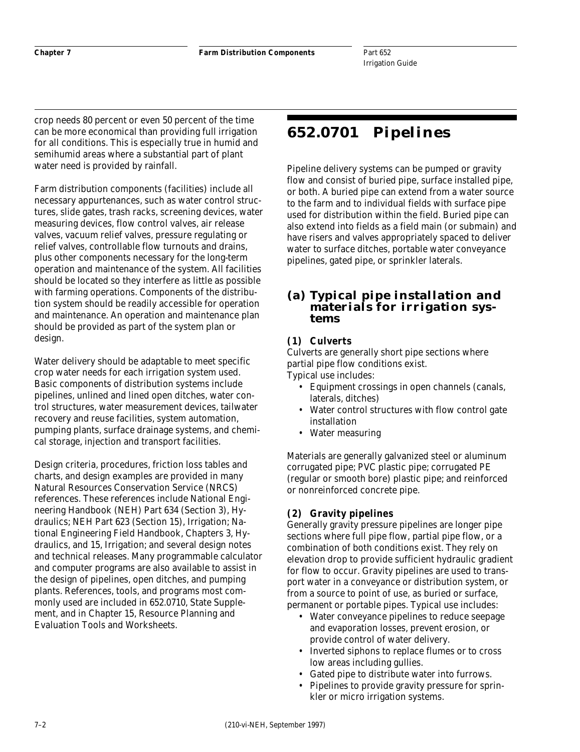crop needs 80 percent or even 50 percent of the time can be more economical than providing full irrigation for all conditions. This is especially true in humid and semihumid areas where a substantial part of plant water need is provided by rainfall.

Farm distribution components (facilities) include all necessary appurtenances, such as water control structures, slide gates, trash racks, screening devices, water measuring devices, flow control valves, air release valves, vacuum relief valves, pressure regulating or relief valves, controllable flow turnouts and drains, plus other components necessary for the long-term operation and maintenance of the system. All facilities should be located so they interfere as little as possible with farming operations. Components of the distribution system should be readily accessible for operation and maintenance. An operation and maintenance plan should be provided as part of the system plan or design.

Water delivery should be adaptable to meet specific crop water needs for each irrigation system used. Basic components of distribution systems include pipelines, unlined and lined open ditches, water control structures, water measurement devices, tailwater recovery and reuse facilities, system automation, pumping plants, surface drainage systems, and chemical storage, injection and transport facilities.

Design criteria, procedures, friction loss tables and charts, and design examples are provided in many Natural Resources Conservation Service (NRCS) references. These references include National Engineering Handbook (NEH) Part 634 (Section 3), Hydraulics; NEH Part 623 (Section 15), Irrigation; National Engineering Field Handbook, Chapters 3, Hydraulics, and 15, Irrigation; and several design notes and technical releases. Many programmable calculator and computer programs are also available to assist in the design of pipelines, open ditches, and pumping plants. References, tools, and programs most commonly used are included in 652.0710, State Supplement, and in Chapter 15, Resource Planning and Evaluation Tools and Worksheets.

# 652.0701 Pipelines

Pipeline delivery systems can be pumped or gravity flow and consist of buried pipe, surface installed pipe, or both. A buried pipe can extend from a water source to the farm and to individual fields with surface pipe used for distribution within the field. Buried pipe can also extend into fields as a field main (or submain) and have risers and valves appropriately spaced to deliver water to surface ditches, portable water conveyance pipelines, gated pipe, or sprinkler laterals.

## (a) Typical pipe installation and materials for irrigation systems

### (1) Culverts

Culverts are generally short pipe sections where partial pipe flow conditions exist.
Typical use includes:

- Equipment crossings in open channels (canals, laterals, ditches)
- Water control structures with flow control gate installation
- Water measuring

Materials are generally galvanized steel or aluminum corrugated pipe; PVC plastic pipe; corrugated PE (regular or smooth bore) plastic pipe; and reinforced or nonreinforced concrete pipe.

### (2) Gravity pipelines

Generally gravity pressure pipelines are longer pipe sections where full pipe flow, partial pipe flow, or a combination of both conditions exist. They rely on elevation drop to provide sufficient hydraulic gradient for flow to occur. Gravity pipelines are used to transport water in a conveyance or distribution system, or from a source to point of use, as buried or surface, permanent or portable pipes. Typical use includes:

- Water conveyance pipelines to reduce seepage and evaporation losses, prevent erosion, or provide control of water delivery.
- Inverted siphons to replace flumes or to cross low areas including gullies.
- Gated pipe to distribute water into furrows.
- Pipelines to provide gravity pressure for sprinkler or micro irrigation systems.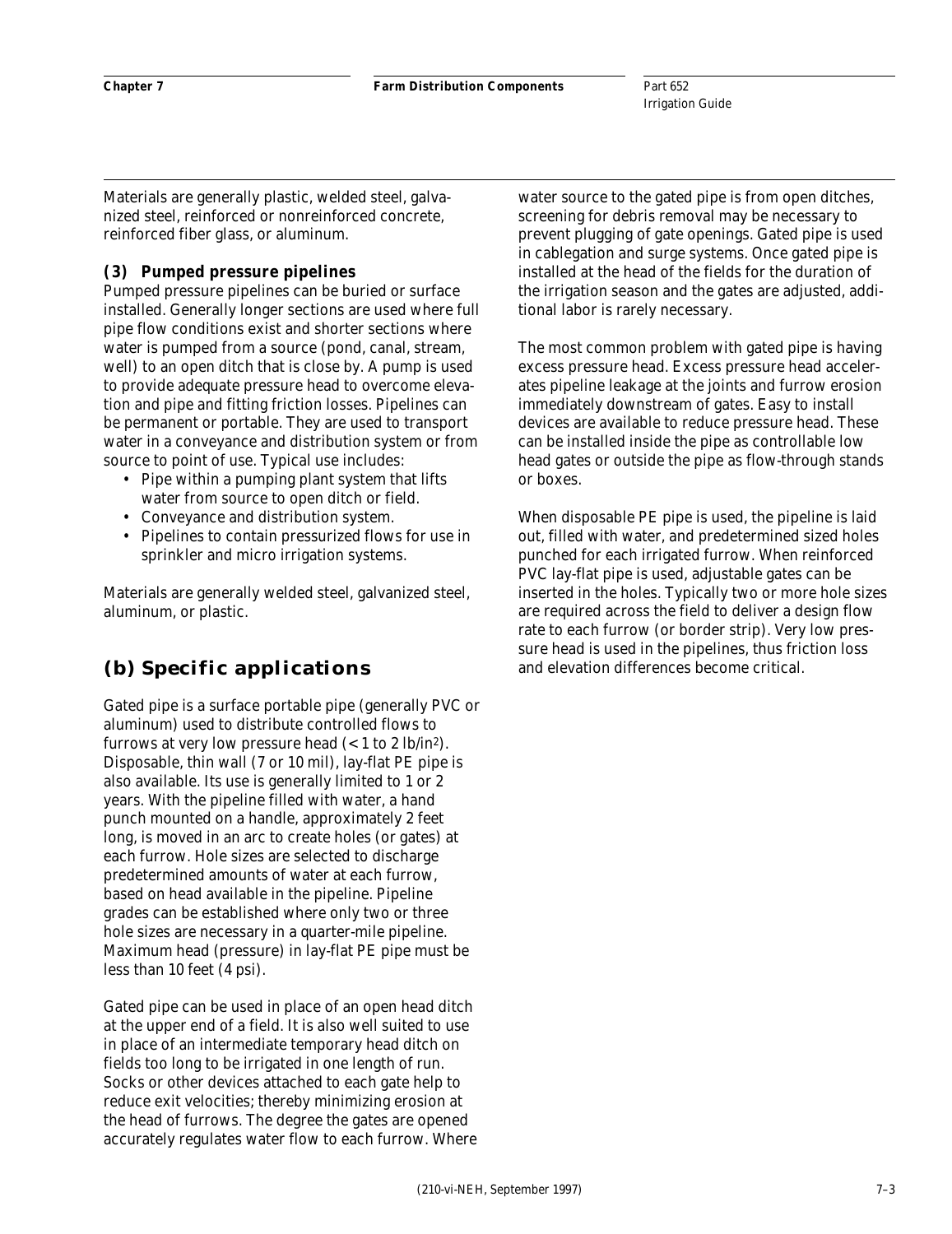Materials are generally plastic, welded steel, galvanized steel, reinforced or nonreinforced concrete, reinforced fiber glass, or aluminum.

#### (3) Pumped pressure pipelines

Pumped pressure pipelines can be buried or surface installed. Generally longer sections are used where full pipe flow conditions exist and shorter sections where water is pumped from a source (pond, canal, stream, well) to an open ditch that is close by. A pump is used to provide adequate pressure head to overcome elevation and pipe and fitting friction losses. Pipelines can be permanent or portable. They are used to transport water in a conveyance and distribution system or from source to point of use. Typical use includes:

- Pipe within a pumping plant system that lifts water from source to open ditch or field.
- Conveyance and distribution system.
- Pipelines to contain pressurized flows for use in sprinkler and micro irrigation systems.

Materials are generally welded steel, galvanized steel, aluminum, or plastic.

## (b) Specific applications

Gated pipe is a surface portable pipe (generally PVC or aluminum) used to distribute controlled flows to furrows at very low pressure head (< 1 to 2 lb/in$^2$). Disposable, thin wall (7 or 10 mil), lay-flat PE pipe is also available. Its use is generally limited to 1 or 2 years. With the pipeline filled with water, a hand punch mounted on a handle, approximately 2 feet long, is moved in an arc to create holes (or gates) at each furrow. Hole sizes are selected to discharge predetermined amounts of water at each furrow, based on head available in the pipeline. Pipeline grades can be established where only two or three hole sizes are necessary in a quarter-mile pipeline. Maximum head (pressure) in lay-flat PE pipe must be less than 10 feet (4 psi).

Gated pipe can be used in place of an open head ditch at the upper end of a field. It is also well suited to use in place of an intermediate temporary head ditch on fields too long to be irrigated in one length of run. Socks or other devices attached to each gate help to reduce exit velocities; thereby minimizing erosion at the head of furrows. The degree the gates are opened accurately regulates water flow to each furrow. Where water source to the gated pipe is from open ditches, screening for debris removal may be necessary to prevent plugging of gate openings. Gated pipe is used in cablegation and surge systems. Once gated pipe is installed at the head of the fields for the duration of the irrigation season and the gates are adjusted, additional labor is rarely necessary.

The most common problem with gated pipe is having excess pressure head. Excess pressure head accelerates pipeline leakage at the joints and furrow erosion immediately downstream of gates. Easy to install devices are available to reduce pressure head. These can be installed inside the pipe as controllable low head gates or outside the pipe as flow-through stands or boxes.

When disposable PE pipe is used, the pipeline is laid out, filled with water, and predetermined sized holes punched for each irrigated furrow. When reinforced PVC lay-flat pipe is used, adjustable gates can be inserted in the holes. Typically two or more hole sizes are required across the field to deliver a design flow rate to each furrow (or border strip). Very low pressure head is used in the pipelines, thus friction loss and elevation differences become critical.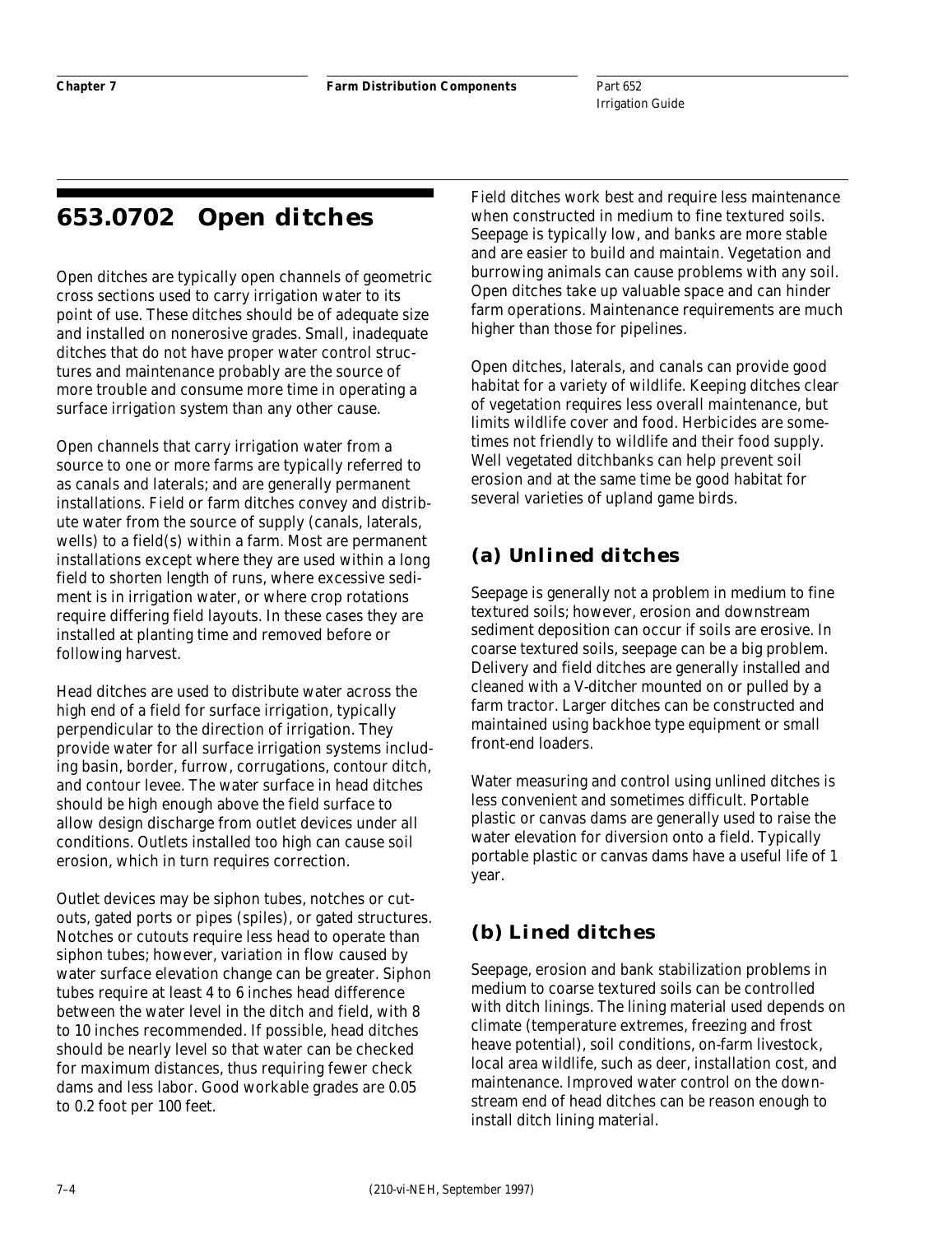## 653.0702 Open ditches

Open ditches are typically open channels of geometric cross sections used to carry irrigation water to its point of use. These ditches should be of adequate size and installed on nonerosive grades. Small, inadequate ditches that do not have proper water control structures and maintenance probably are the source of more trouble and consume more time in operating a surface irrigation system than any other cause.

Open channels that carry irrigation water from a source to one or more farms are typically referred to as canals and laterals; and are generally permanent installations. Field or farm ditches convey and distribute water from the source of supply (canals, laterals, wells) to a field(s) within a farm. Most are permanent installations except where they are used within a long field to shorten length of runs, where excessive sediment is in irrigation water, or where crop rotations require differing field layouts. In these cases they are installed at planting time and removed before or following harvest.

Head ditches are used to distribute water across the high end of a field for surface irrigation, typically perpendicular to the direction of irrigation. They provide water for all surface irrigation systems including basin, border, furrow, corrugations, contour ditch, and contour levee. The water surface in head ditches should be high enough above the field surface to allow design discharge from outlet devices under all conditions. Outlets installed too high can cause soil erosion, which in turn requires correction.

Outlet devices may be siphon tubes, notches or cutouts, gated ports or pipes (spiles), or gated structures. Notches or cutouts require less head to operate than siphon tubes; however, variation in flow caused by water surface elevation change can be greater. Siphon tubes require at least 4 to 6 inches head difference between the water level in the ditch and field, with 8 to 10 inches recommended. If possible, head ditches should be nearly level so that water can be checked for maximum distances, thus requiring fewer check dams and less labor. Good workable grades are 0.05 to 0.2 foot per 100 feet.

Field ditches work best and require less maintenance when constructed in medium to fine textured soils. Seepage is typically low, and banks are more stable and are easier to build and maintain. Vegetation and burrowing animals can cause problems with any soil. Open ditches take up valuable space and can hinder farm operations. Maintenance requirements are much higher than those for pipelines.

Open ditches, laterals, and canals can provide good habitat for a variety of wildlife. Keeping ditches clear of vegetation requires less overall maintenance, but limits wildlife cover and food. Herbicides are sometimes not friendly to wildlife and their food supply. Well vegetated ditchbanks can help prevent soil erosion and at the same time be good habitat for several varieties of upland game birds.

### (a) Unlined ditches

Seepage is generally not a problem in medium to fine textured soils; however, erosion and downstream sediment deposition can occur if soils are erosive. In coarse textured soils, seepage can be a big problem. Delivery and field ditches are generally installed and cleaned with a V-ditcher mounted on or pulled by a farm tractor. Larger ditches can be constructed and maintained using backhoe type equipment or small front-end loaders.

Water measuring and control using unlined ditches is less convenient and sometimes difficult. Portable plastic or canvas dams are generally used to raise the water elevation for diversion onto a field. Typically portable plastic or canvas dams have a useful life of 1 year.

### (b) Lined ditches

Seepage, erosion and bank stabilization problems in medium to coarse textured soils can be controlled with ditch linings. The lining material used depends on climate (temperature extremes, freezing and frost heave potential), soil conditions, on-farm livestock, local area wildlife, such as deer, installation cost, and maintenance. Improved water control on the downstream end of head ditches can be reason enough to install ditch lining material.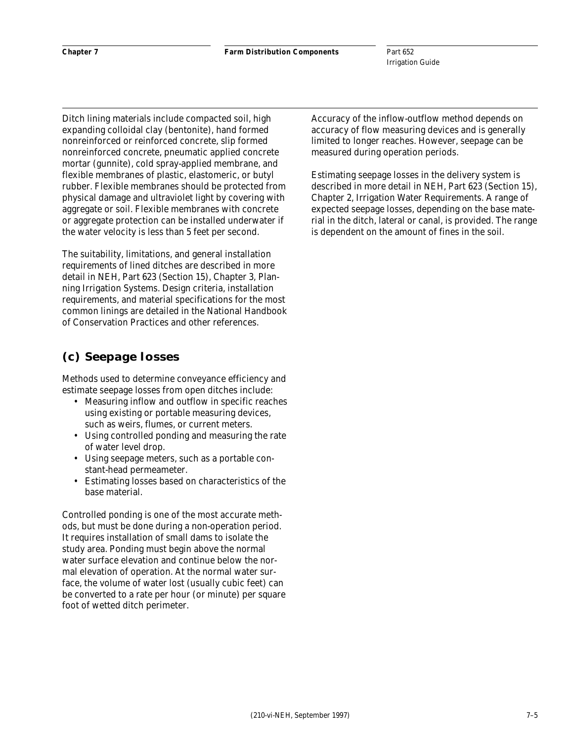Ditch lining materials include compacted soil, high expanding colloidal clay (bentonite), hand formed nonreinforced or reinforced concrete, slip formed nonreinforced concrete, pneumatic applied concrete mortar (gunnite), cold spray-applied membrane, and flexible membranes of plastic, elastomeric, or butyl rubber. Flexible membranes should be protected from physical damage and ultraviolet light by covering with aggregate or soil. Flexible membranes with concrete or aggregate protection can be installed underwater if the water velocity is less than 5 feet per second.

The suitability, limitations, and general installation requirements of lined ditches are described in more detail in NEH, Part 623 (Section 15), Chapter 3, Planning Irrigation Systems. Design criteria, installation requirements, and material specifications for the most common linings are detailed in the National Handbook of Conservation Practices and other references.

## (c) Seepage losses

Methods used to determine conveyance efficiency and estimate seepage losses from open ditches include:

- Measuring inflow and outflow in specific reaches using existing or portable measuring devices, such as weirs, flumes, or current meters.
- Using controlled ponding and measuring the rate of water level drop.
- Using seepage meters, such as a portable constant-head permeameter.
- Estimating losses based on characteristics of the base material.

Controlled ponding is one of the most accurate methods, but must be done during a non-operation period. It requires installation of small dams to isolate the study area. Ponding must begin above the normal water surface elevation and continue below the normal elevation of operation. At the normal water surface, the volume of water lost (usually cubic feet) can be converted to a rate per hour (or minute) per square foot of wetted ditch perimeter.

Accuracy of the inflow-outflow method depends on accuracy of flow measuring devices and is generally limited to longer reaches. However, seepage can be measured during operation periods.

Estimating seepage losses in the delivery system is described in more detail in NEH, Part 623 (Section 15), Chapter 2, Irrigation Water Requirements. A range of expected seepage losses, depending on the base material in the ditch, lateral or canal, is provided. The range is dependent on the amount of fines in the soil.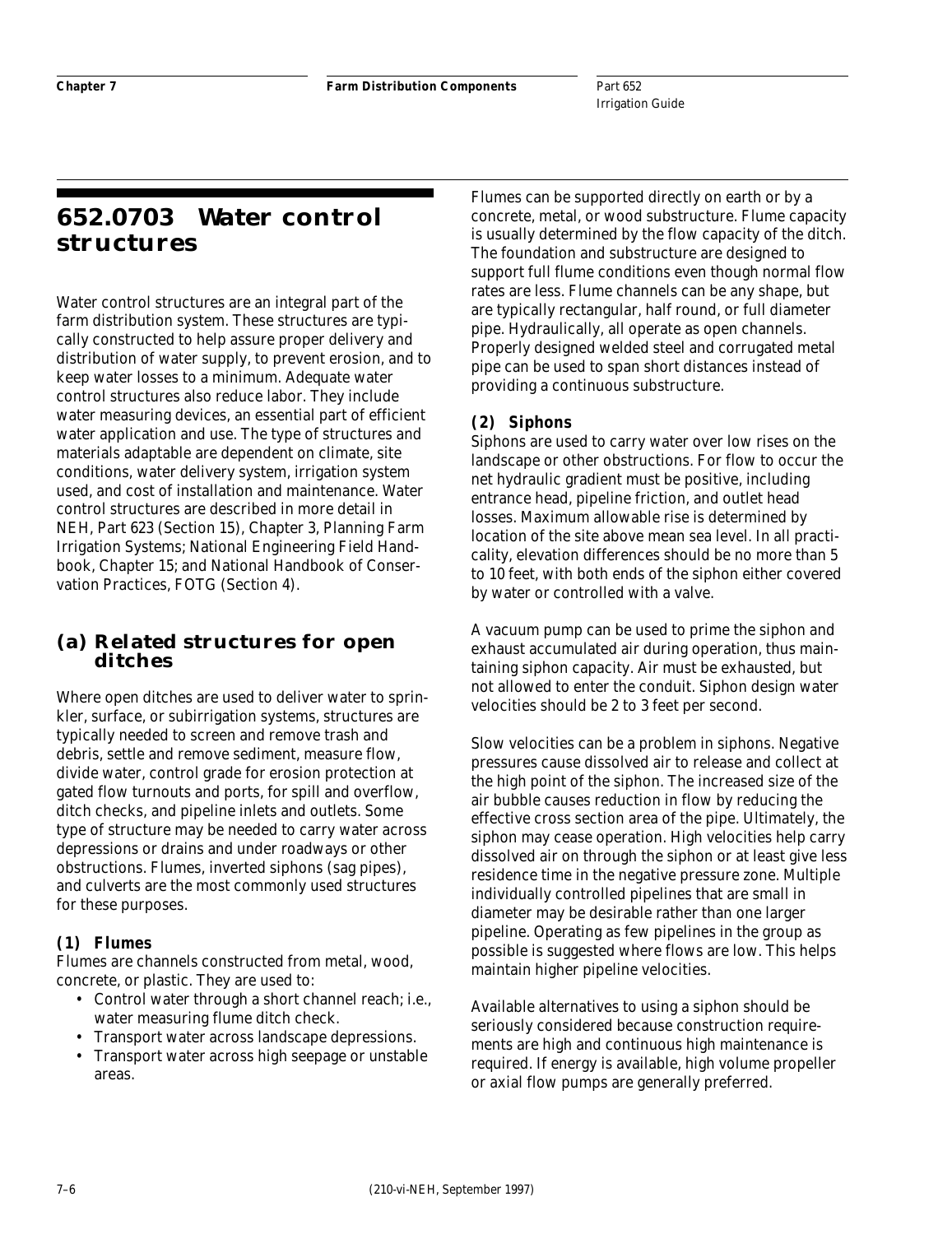# 652.0703 Water control structures

Water control structures are an integral part of the farm distribution system. These structures are typically constructed to help assure proper delivery and distribution of water supply, to prevent erosion, and to keep water losses to a minimum. Adequate water control structures also reduce labor. They include water measuring devices, an essential part of efficient water application and use. The type of structures and materials adaptable are dependent on climate, site conditions, water delivery system, irrigation system used, and cost of installation and maintenance. Water control structures are described in more detail in NEH, Part 623 (Section 15), Chapter 3, Planning Farm Irrigation Systems; National Engineering Field Handbook, Chapter 15; and National Handbook of Conservation Practices, FOTG (Section 4).

## (a) Related structures for open ditches

Where open ditches are used to deliver water to sprinkler, surface, or subirrigation systems, structures are typically needed to screen and remove trash and debris, settle and remove sediment, measure flow, divide water, control grade for erosion protection at gated flow turnouts and ports, for spill and overflow, ditch checks, and pipeline inlets and outlets. Some type of structure may be needed to carry water across depressions or drains and under roadways or other obstructions. Flumes, inverted siphons (sag pipes), and culverts are the most commonly used structures for these purposes.

### (1) Flumes

Flumes are channels constructed from metal, wood, concrete, or plastic. They are used to:

- Control water through a short channel reach; i.e., water measuring flume ditch check.
- Transport water across landscape depressions.
- Transport water across high seepage or unstable areas.

Flumes can be supported directly on earth or by a concrete, metal, or wood substructure. Flume capacity is usually determined by the flow capacity of the ditch. The foundation and substructure are designed to support full flume conditions even though normal flow rates are less. Flume channels can be any shape, but are typically rectangular, half round, or full diameter pipe. Hydraulically, all operate as open channels. Properly designed welded steel and corrugated metal pipe can be used to span short distances instead of providing a continuous substructure.

### (2) Siphons

Siphons are used to carry water over low rises on the landscape or other obstructions. For flow to occur the net hydraulic gradient must be positive, including entrance head, pipeline friction, and outlet head losses. Maximum allowable rise is determined by location of the site above mean sea level. In all practicality, elevation differences should be no more than 5 to 10 feet, with both ends of the siphon either covered by water or controlled with a valve.

A vacuum pump can be used to prime the siphon and exhaust accumulated air during operation, thus maintaining siphon capacity. Air must be exhausted, but not allowed to enter the conduit. Siphon design water velocities should be 2 to 3 feet per second.

Slow velocities can be a problem in siphons. Negative pressures cause dissolved air to release and collect at the high point of the siphon. The increased size of the air bubble causes reduction in flow by reducing the effective cross section area of the pipe. Ultimately, the siphon may cease operation. High velocities help carry dissolved air on through the siphon or at least give less residence time in the negative pressure zone. Multiple individually controlled pipelines that are small in diameter may be desirable rather than one larger pipeline. Operating as few pipelines in the group as possible is suggested where flows are low. This helps maintain higher pipeline velocities.

Available alternatives to using a siphon should be seriously considered because construction requirements are high and continuous high maintenance is required. If energy is available, high volume propeller or axial flow pumps are generally preferred.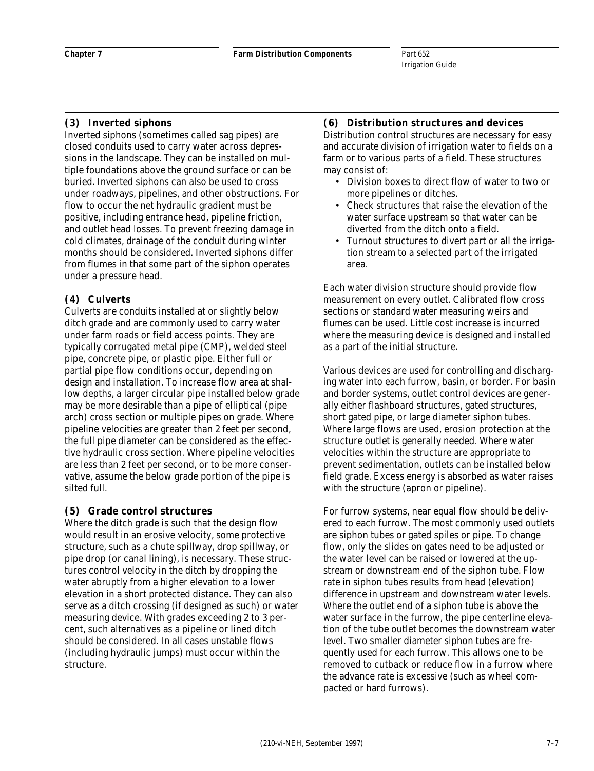### (3) Inverted siphons

Inverted siphons (sometimes called sag pipes) are closed conduits used to carry water across depressions in the landscape. They can be installed on multiple foundations above the ground surface or can be buried. Inverted siphons can also be used to cross under roadways, pipelines, and other obstructions. For flow to occur the net hydraulic gradient must be positive, including entrance head, pipeline friction, and outlet head losses. To prevent freezing damage in cold climates, drainage of the conduit during winter months should be considered. Inverted siphons differ from flumes in that some part of the siphon operates under a pressure head.

### (4) Culverts

Culverts are conduits installed at or slightly below ditch grade and are commonly used to carry water under farm roads or field access points. They are typically corrugated metal pipe (CMP), welded steel pipe, concrete pipe, or plastic pipe. Either full or partial pipe flow conditions occur, depending on design and installation. To increase flow area at shallow depths, a larger circular pipe installed below grade may be more desirable than a pipe of elliptical (pipe arch) cross section or multiple pipes on grade. Where pipeline velocities are greater than 2 feet per second, the full pipe diameter can be considered as the effective hydraulic cross section. Where pipeline velocities are less than 2 feet per second, or to be more conservative, assume the below grade portion of the pipe is silted full.

### (5) Grade control structures

Where the ditch grade is such that the design flow would result in an erosive velocity, some protective structure, such as a chute spillway, drop spillway, or pipe drop (or canal lining), is necessary. These structures control velocity in the ditch by dropping the water abruptly from a higher elevation to a lower elevation in a short protected distance. They can also serve as a ditch crossing (if designed as such) or water measuring device. With grades exceeding 2 to 3 percent, such alternatives as a pipeline or lined ditch should be considered. In all cases unstable flows (including hydraulic jumps) must occur within the structure.

### (6) Distribution structures and devices

Distribution control structures are necessary for easy and accurate division of irrigation water to fields on a farm or to various parts of a field. These structures may consist of:

- Division boxes to direct flow of water to two or more pipelines or ditches.
- Check structures that raise the elevation of the water surface upstream so that water can be diverted from the ditch onto a field.
- Turnout structures to divert part or all the irrigation stream to a selected part of the irrigated area.

Each water division structure should provide flow measurement on every outlet. Calibrated flow cross sections or standard water measuring weirs and flumes can be used. Little cost increase is incurred where the measuring device is designed and installed as a part of the initial structure.

Various devices are used for controlling and discharging water into each furrow, basin, or border. For basin and border systems, outlet control devices are generally either flashboard structures, gated structures, short gated pipe, or large diameter siphon tubes. Where large flows are used, erosion protection at the structure outlet is generally needed. Where water velocities within the structure are appropriate to prevent sedimentation, outlets can be installed below field grade. Excess energy is absorbed as water raises with the structure (apron or pipeline).

For furrow systems, near equal flow should be delivered to each furrow. The most commonly used outlets are siphon tubes or gated spiles or pipe. To change flow, only the slides on gates need to be adjusted or the water level can be raised or lowered at the upstream or downstream end of the siphon tube. Flow rate in siphon tubes results from head (elevation) difference in upstream and downstream water levels. Where the outlet end of a siphon tube is above the water surface in the furrow, the pipe centerline elevation of the tube outlet becomes the downstream water level. Two smaller diameter siphon tubes are frequently used for each furrow. This allows one to be removed to cutback or reduce flow in a furrow where the advance rate is excessive (such as wheel compacted or hard furrows).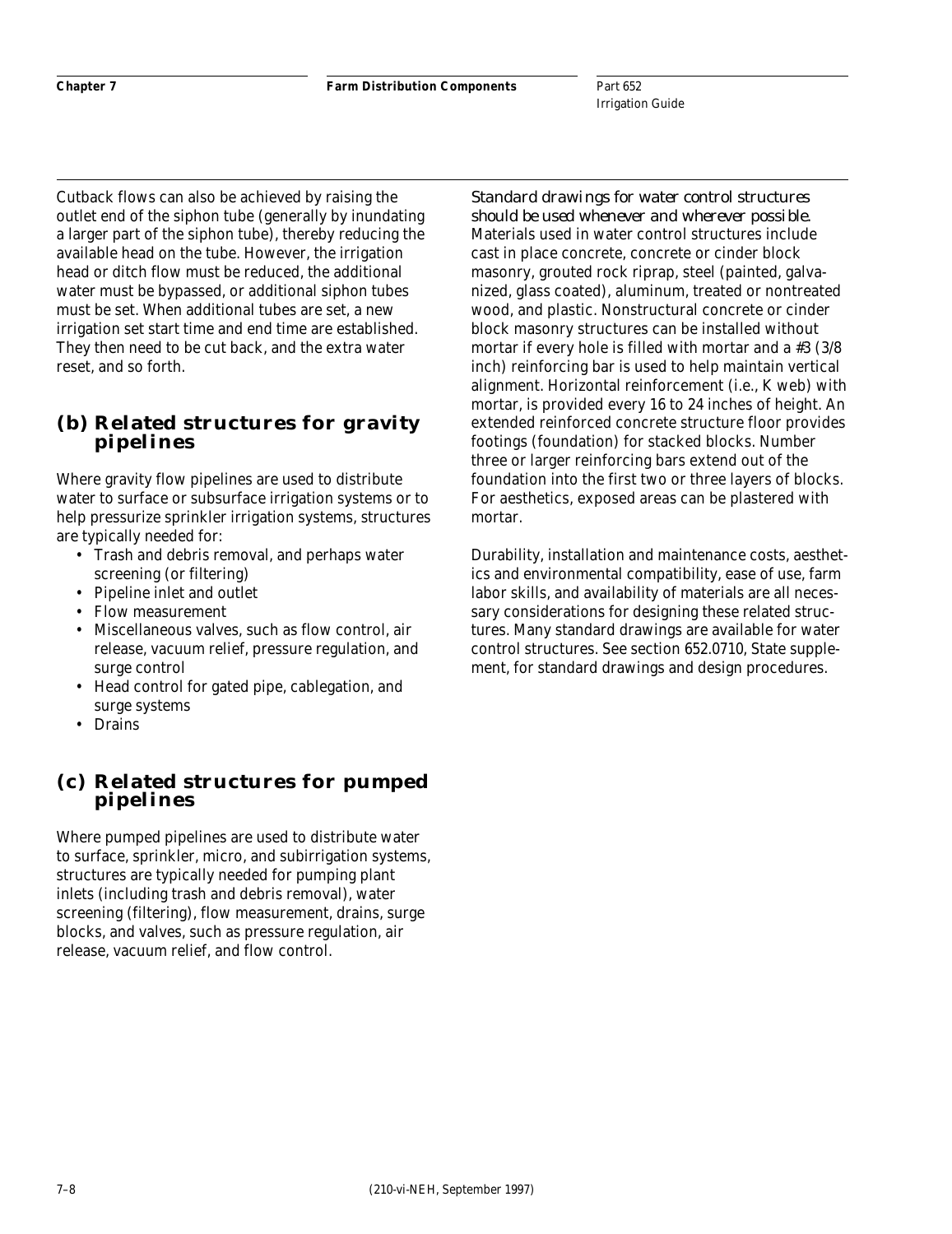Cutback flows can also be achieved by raising the outlet end of the siphon tube (generally by inundating a larger part of the siphon tube), thereby reducing the available head on the tube. However, the irrigation head or ditch flow must be reduced, the additional water must be bypassed, or additional siphon tubes must be set. When additional tubes are set, a new irrigation set start time and end time are established. They then need to be cut back, and the extra water reset, and so forth.

## (b) Related structures for gravity pipelines

Where gravity flow pipelines are used to distribute water to surface or subsurface irrigation systems or to help pressurize sprinkler irrigation systems, structures are typically needed for:

- Trash and debris removal, and perhaps water screening (or filtering)
- Pipeline inlet and outlet
- Flow measurement
- Miscellaneous valves, such as flow control, air release, vacuum relief, pressure regulation, and surge control
- Head control for gated pipe, cablegation, and surge systems
- Drains

## (c) Related structures for pumped pipelines

Where pumped pipelines are used to distribute water to surface, sprinkler, micro, and subirrigation systems, structures are typically needed for pumping plant inlets (including trash and debris removal), water screening (filtering), flow measurement, drains, surge blocks, and valves, such as pressure regulation, air release, vacuum relief, and flow control.

*Standard drawings for water control structures should be used whenever and wherever possible.* Materials used in water control structures include cast in place concrete, concrete or cinder block masonry, grouted rock riprap, steel (painted, galvanized, glass coated), aluminum, treated or nontreated wood, and plastic. Nonstructural concrete or cinder block masonry structures can be installed without mortar if every hole is filled with mortar and a #3 (3/8 inch) reinforcing bar is used to help maintain vertical alignment. Horizontal reinforcement (i.e., K web) with mortar, is provided every 16 to 24 inches of height. An extended reinforced concrete structure floor provides footings (foundation) for stacked blocks. Number three or larger reinforcing bars extend out of the foundation into the first two or three layers of blocks. For aesthetics, exposed areas can be plastered with mortar.

Durability, installation and maintenance costs, aesthetics and environmental compatibility, ease of use, farm labor skills, and availability of materials are all necessary considerations for designing these related structures. Many standard drawings are available for water control structures. See section 652.0710, State supplement, for standard drawings and design procedures.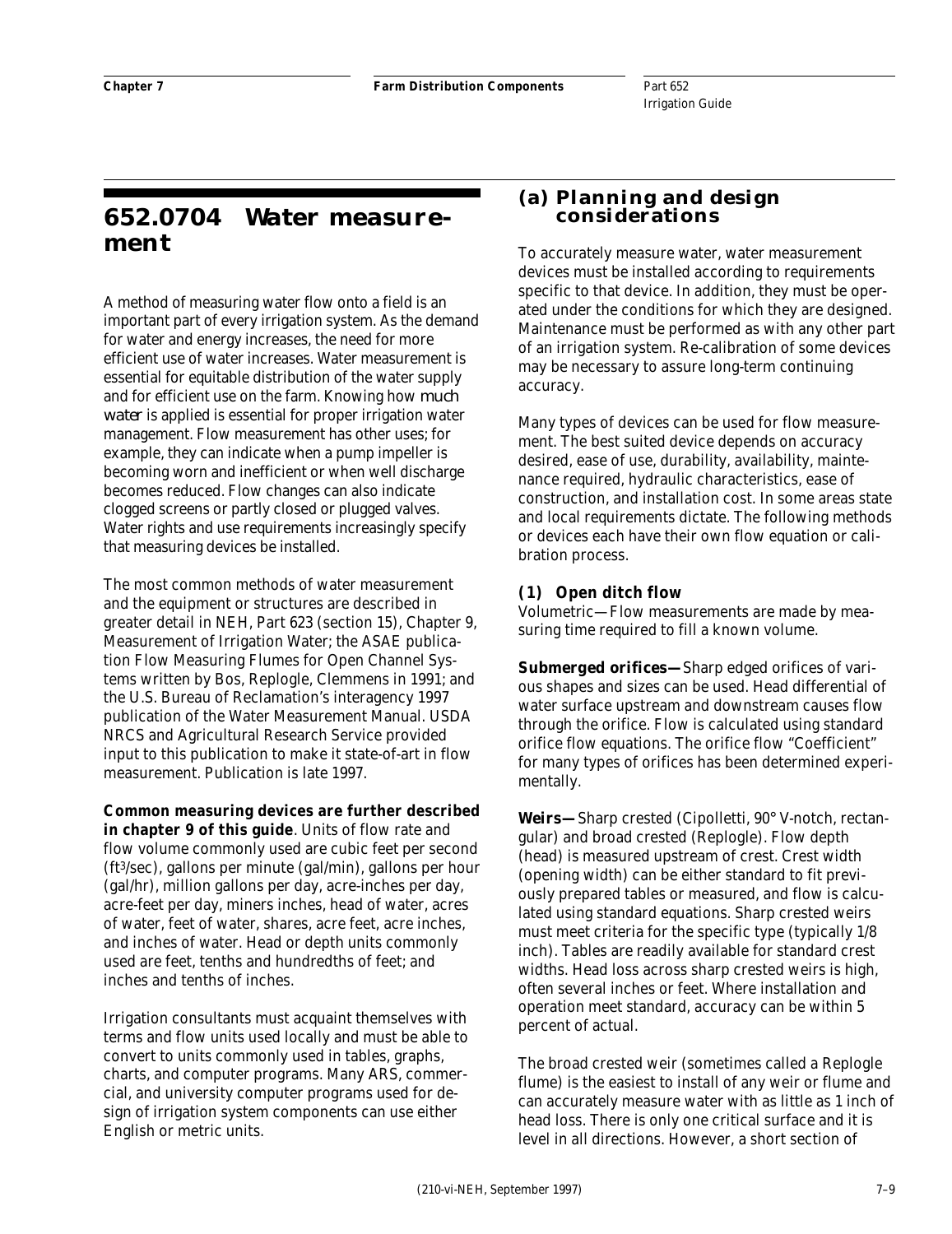# 652.0704 Water measurement

A method of measuring water flow onto a field is an important part of every irrigation system. As the demand for water and energy increases, the need for more efficient use of water increases. Water measurement is essential for equitable distribution of the water supply and for efficient use on the farm. Knowing how *much water* is applied is essential for proper irrigation water management. Flow measurement has other uses; for example, they can indicate when a pump impeller is becoming worn and inefficient or when well discharge becomes reduced. Flow changes can also indicate clogged screens or partly closed or plugged valves. Water rights and use requirements increasingly specify that measuring devices be installed.

The most common methods of water measurement and the equipment or structures are described in greater detail in NEH, Part 623 (section 15), Chapter 9, Measurement of Irrigation Water; the ASAE publication Flow Measuring Flumes for Open Channel Systems written by Bos, Replogle, Clemmens in 1991; and the U.S. Bureau of Reclamation's interagency 1997 publication of the Water Measurement Manual. USDA NRCS and Agricultural Research Service provided input to this publication to make it state-of-art in flow measurement. Publication is late 1997.

**Common measuring devices are further described in chapter 9 of this guide**. Units of flow rate and flow volume commonly used are cubic feet per second ($ft^3/sec$), gallons per minute (gal/min), gallons per hour (gal/hr), million gallons per day, acre-inches per day, acre-feet per day, miners inches, head of water, acres of water, feet of water, shares, acre feet, acre inches, and inches of water. Head or depth units commonly used are feet, tenths and hundredths of feet; and inches and tenths of inches.

Irrigation consultants must acquaint themselves with terms and flow units used locally and must be able to convert to units commonly used in tables, graphs, charts, and computer programs. Many ARS, commercial, and university computer programs used for design of irrigation system components can use either English or metric units.

## (a) Planning and design considerations

To accurately measure water, water measurement devices must be installed according to requirements specific to that device. In addition, they must be operated under the conditions for which they are designed. Maintenance must be performed as with any other part of an irrigation system. Re-calibration of some devices may be necessary to assure long-term continuing accuracy.

Many types of devices can be used for flow measurement. The best suited device depends on accuracy desired, ease of use, durability, availability, maintenance required, hydraulic characteristics, ease of construction, and installation cost. In some areas state and local requirements dictate. The following methods or devices each have their own flow equation or calibration process.

### (1) Open ditch flow

Volumetric—Flow measurements are made by measuring time required to fill a known volume.

**Submerged orifices—**Sharp edged orifices of various shapes and sizes can be used. Head differential of water surface upstream and downstream causes flow through the orifice. Flow is calculated using standard orifice flow equations. The orifice flow "Coefficient" for many types of orifices has been determined experimentally.

**Weirs—**Sharp crested (Cipolletti, 90° V-notch, rectangular) and broad crested (Replogle). Flow depth (head) is measured upstream of crest. Crest width (opening width) can be either standard to fit previously prepared tables or measured, and flow is calculated using standard equations. Sharp crested weirs must meet criteria for the specific type (typically 1/8 inch). Tables are readily available for standard crest widths. Head loss across sharp crested weirs is high, often several inches or feet. Where installation and operation meet standard, accuracy can be within 5 percent of actual.

The broad crested weir (sometimes called a Replogle flume) is the easiest to install of any weir or flume and can accurately measure water with as little as 1 inch of head loss. There is only one critical surface and it is level in all directions. However, a short section of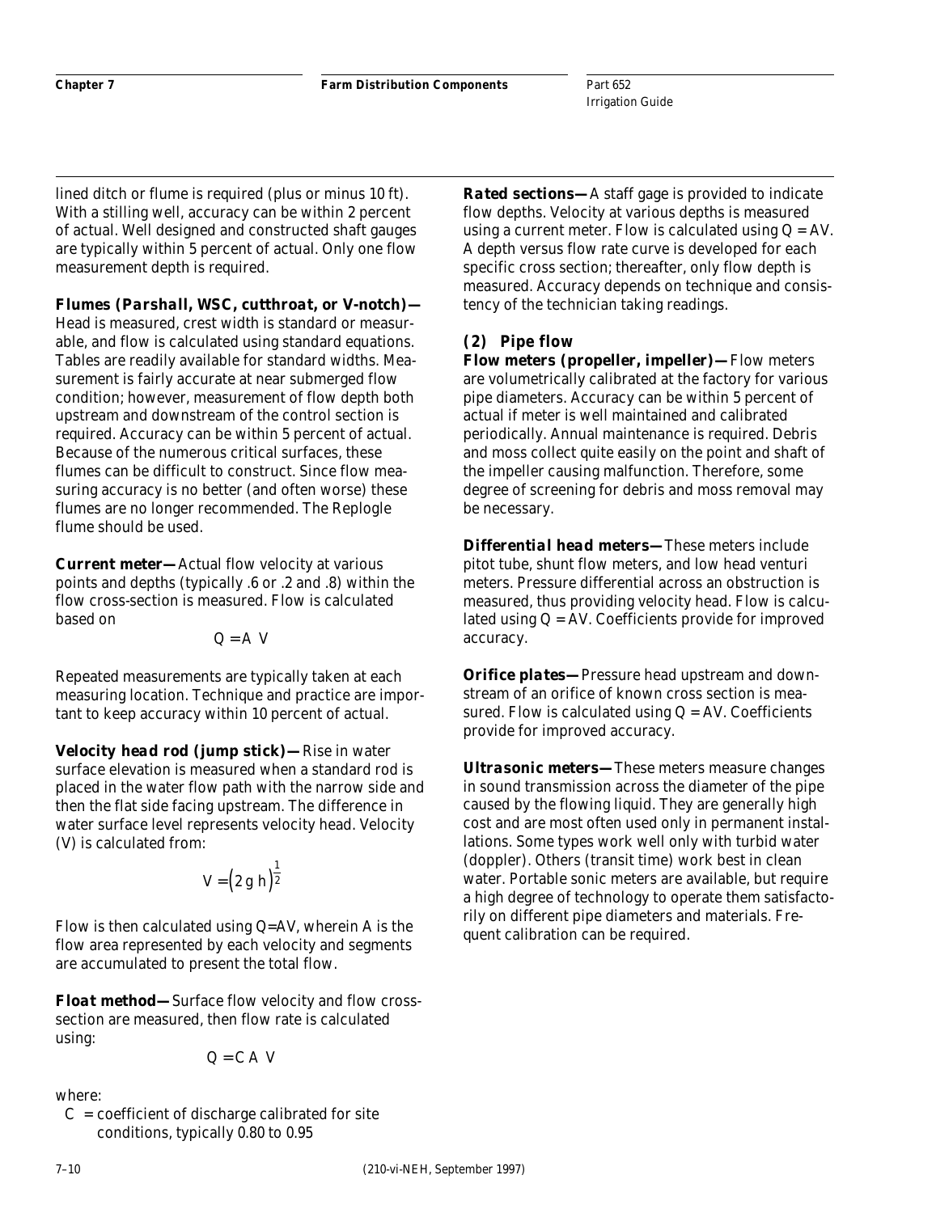lined ditch or flume is required (plus or minus 10 ft). With a stilling well, accuracy can be within 2 percent of actual. Well designed and constructed shaft gauges are typically within 5 percent of actual. Only one flow measurement depth is required.

***Flumes (Parshall, WSC, cutthroat, or V-notch)***—Head is measured, crest width is standard or measurable, and flow is calculated using standard equations. Tables are readily available for standard widths. Measurement is fairly accurate at near submerged flow condition; however, measurement of flow depth both upstream and downstream of the control section is required. Accuracy can be within 5 percent of actual. Because of the numerous critical surfaces, these flumes can be difficult to construct. Since flow measuring accuracy is no better (and often worse) these flumes are no longer recommended. The Replogle flume should be used.

***Current meter***—Actual flow velocity at various points and depths (typically .6 or .2 and .8) within the flow cross-section is measured. Flow is calculated based on

$$Q = A\ V$$

Repeated measurements are typically taken at each measuring location. Technique and practice are important to keep accuracy within 10 percent of actual.

***Velocity head rod (jump stick)***—Rise in water surface elevation is measured when a standard rod is placed in the water flow path with the narrow side and then the flat side facing upstream. The difference in water surface level represents velocity head. Velocity (V) is calculated from:

$$V = \left(2\ g\ h\right)^{\frac{1}{2}}$$

Flow is then calculated using Q=AV, wherein A is the flow area represented by each velocity and segments are accumulated to present the total flow.

***Float method***—Surface flow velocity and flow cross-section are measured, then flow rate is calculated using:

$$Q = C\ A\ V$$

where:

C = coefficient of discharge calibrated for site conditions, typically 0.80 to 0.95

***Rated sections***—A staff gage is provided to indicate flow depths. Velocity at various depths is measured using a current meter. Flow is calculated using $Q = AV$. A depth versus flow rate curve is developed for each specific cross section; thereafter, only flow depth is measured. Accuracy depends on technique and consistency of the technician taking readings.

### (2) Pipe flow

***Flow meters (propeller, impeller)***—Flow meters are volumetrically calibrated at the factory for various pipe diameters. Accuracy can be within 5 percent of actual if meter is well maintained and calibrated periodically. Annual maintenance is required. Debris and moss collect quite easily on the point and shaft of the impeller causing malfunction. Therefore, some degree of screening for debris and moss removal may be necessary.

***Differential head meters***—These meters include pitot tube, shunt flow meters, and low head venturi meters. Pressure differential across an obstruction is measured, thus providing velocity head. Flow is calculated using $Q = AV$. Coefficients provide for improved accuracy.

***Orifice plates***—Pressure head upstream and downstream of an orifice of known cross section is measured. Flow is calculated using $Q = AV$. Coefficients provide for improved accuracy.

***Ultrasonic meters***—These meters measure changes in sound transmission across the diameter of the pipe caused by the flowing liquid. They are generally high cost and are most often used only in permanent installations. Some types work well only with turbid water (doppler). Others (transit time) work best in clean water. Portable sonic meters are available, but require a high degree of technology to operate them satisfactorily on different pipe diameters and materials. Frequent calibration can be required.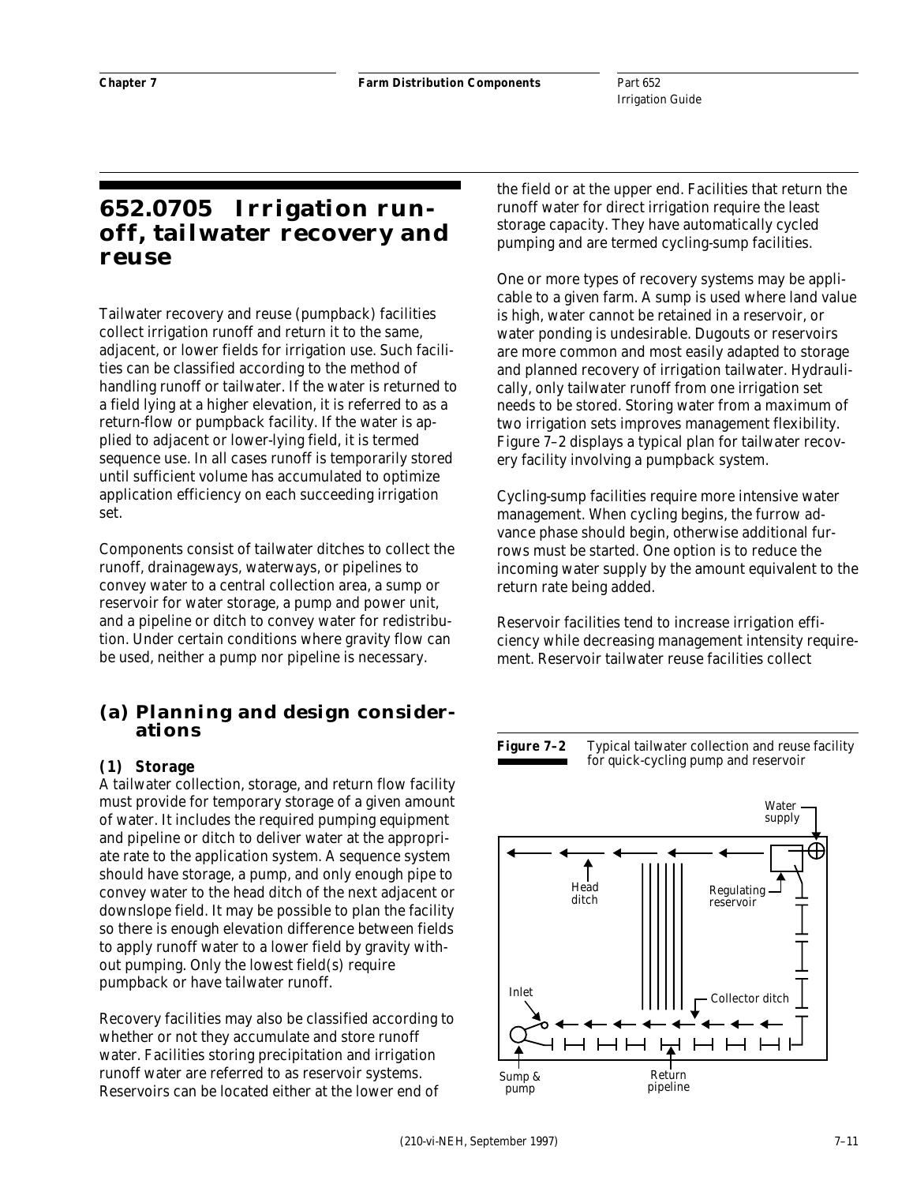# 652.0705 Irrigation runoff, tailwater recovery and reuse

Tailwater recovery and reuse (pumpback) facilities collect irrigation runoff and return it to the same, adjacent, or lower fields for irrigation use. Such facilities can be classified according to the method of handling runoff or tailwater. If the water is returned to a field lying at a higher elevation, it is referred to as a return-flow or pumpback facility. If the water is applied to adjacent or lower-lying field, it is termed sequence use. In all cases runoff is temporarily stored until sufficient volume has accumulated to optimize application efficiency on each succeeding irrigation set.

Components consist of tailwater ditches to collect the runoff, drainageways, waterways, or pipelines to convey water to a central collection area, a sump or reservoir for water storage, a pump and power unit, and a pipeline or ditch to convey water for redistribution. Under certain conditions where gravity flow can be used, neither a pump nor pipeline is necessary.

## (a) Planning and design considerations

### (1) Storage

A tailwater collection, storage, and return flow facility must provide for temporary storage of a given amount of water. It includes the required pumping equipment and pipeline or ditch to deliver water at the appropriate rate to the application system. A sequence system should have storage, a pump, and only enough pipe to convey water to the head ditch of the next adjacent or downslope field. It may be possible to plan the facility so there is enough elevation difference between fields to apply runoff water to a lower field by gravity without pumping. Only the lowest field(s) require pumpback or have tailwater runoff.

Recovery facilities may also be classified according to whether or not they accumulate and store runoff water. Facilities storing precipitation and irrigation runoff water are referred to as reservoir systems. Reservoirs can be located either at the lower end of the field or at the upper end. Facilities that return the runoff water for direct irrigation require the least storage capacity. They have automatically cycled pumping and are termed cycling-sump facilities.

One or more types of recovery systems may be applicable to a given farm. A sump is used where land value is high, water cannot be retained in a reservoir, or water ponding is undesirable. Dugouts or reservoirs are more common and most easily adapted to storage and planned recovery of irrigation tailwater. Hydraulically, only tailwater runoff from one irrigation set needs to be stored. Storing water from a maximum of two irrigation sets improves management flexibility. Figure 7–2 displays a typical plan for tailwater recovery facility involving a pumpback system.

Cycling-sump facilities require more intensive water management. When cycling begins, the furrow advance phase should begin, otherwise additional furrows must be started. One option is to reduce the incoming water supply by the amount equivalent to the return rate being added.

Reservoir facilities tend to increase irrigation efficiency while decreasing management intensity requirement. Reservoir tailwater reuse facilities collect

**Figure 7–2** Typical tailwater collection and reuse facility for quick-cycling pump and reservoir

Water supply; Head ditch; Regulating reservoir; Inlet; Collector ditch; Sump & pump; Return pipeline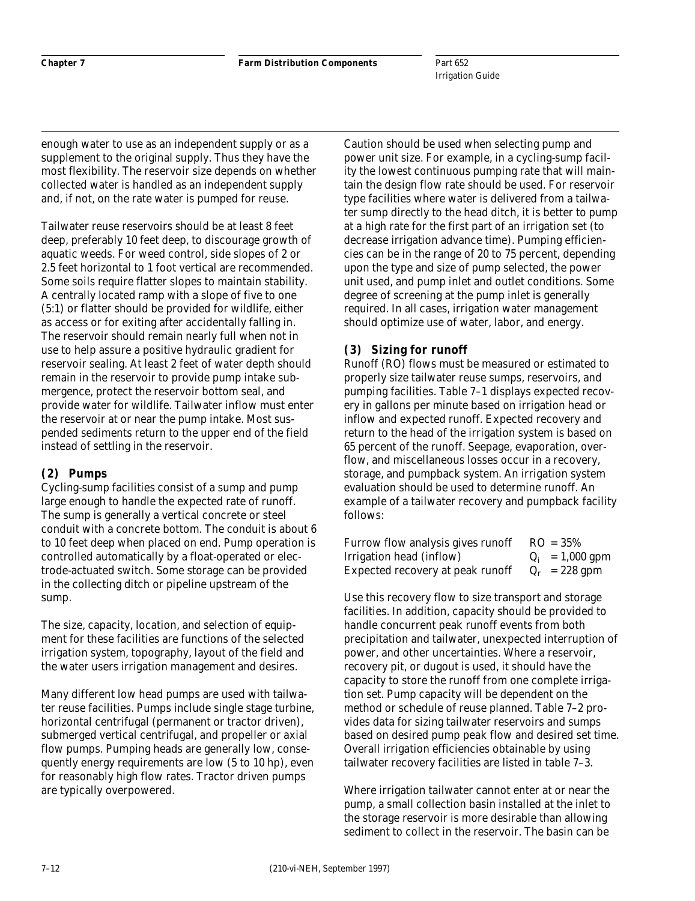enough water to use as an independent supply or as a supplement to the original supply. Thus they have the most flexibility. The reservoir size depends on whether collected water is handled as an independent supply and, if not, on the rate water is pumped for reuse.

Tailwater reuse reservoirs should be at least 8 feet deep, preferably 10 feet deep, to discourage growth of aquatic weeds. For weed control, side slopes of 2 or 2.5 feet horizontal to 1 foot vertical are recommended. Some soils require flatter slopes to maintain stability. A centrally located ramp with a slope of five to one (5:1) or flatter should be provided for wildlife, either as access or for exiting after accidentally falling in. The reservoir should remain nearly full when not in use to help assure a positive hydraulic gradient for reservoir sealing. At least 2 feet of water depth should remain in the reservoir to provide pump intake submergence, protect the reservoir bottom seal, and provide water for wildlife. Tailwater inflow must enter the reservoir at or near the pump intake. Most suspended sediments return to the upper end of the field instead of settling in the reservoir.

### (2) Pumps

Cycling-sump facilities consist of a sump and pump large enough to handle the expected rate of runoff. The sump is generally a vertical concrete or steel conduit with a concrete bottom. The conduit is about 6 to 10 feet deep when placed on end. Pump operation is controlled automatically by a float-operated or electrode-actuated switch. Some storage can be provided in the collecting ditch or pipeline upstream of the sump.

The size, capacity, location, and selection of equipment for these facilities are functions of the selected irrigation system, topography, layout of the field and the water users irrigation management and desires.

Many different low head pumps are used with tailwater reuse facilities. Pumps include single stage turbine, horizontal centrifugal (permanent or tractor driven), submerged vertical centrifugal, and propeller or axial flow pumps. Pumping heads are generally low, consequently energy requirements are low (5 to 10 hp), even for reasonably high flow rates. Tractor driven pumps are typically overpowered.

Caution should be used when selecting pump and power unit size. For example, in a cycling-sump facility the lowest continuous pumping rate that will maintain the design flow rate should be used. For reservoir type facilities where water is delivered from a tailwater sump directly to the head ditch, it is better to pump at a high rate for the first part of an irrigation set (to decrease irrigation advance time). Pumping efficiencies can be in the range of 20 to 75 percent, depending upon the type and size of pump selected, the power unit used, and pump inlet and outlet conditions. Some degree of screening at the pump inlet is generally required. In all cases, irrigation water management should optimize use of water, labor, and energy.

### (3) Sizing for runoff

Runoff (RO) flows must be measured or estimated to properly size tailwater reuse sumps, reservoirs, and pumping facilities. Table 7–1 displays expected recovery in gallons per minute based on irrigation head or inflow and expected runoff. Expected recovery and return to the head of the irrigation system is based on 65 percent of the runoff. Seepage, evaporation, overflow, and miscellaneous losses occur in a recovery, storage, and pumpback system. An irrigation system evaluation should be used to determine runoff. An example of a tailwater recovery and pumpback facility follows:

| | |
|---|---|
| Furrow flow analysis gives runoff | RO = 35% |
| Irrigation head (inflow) | $Q_i$ = 1,000 gpm |
| Expected recovery at peak runoff | $Q_r$ = 228 gpm |

Use this recovery flow to size transport and storage facilities. In addition, capacity should be provided to handle concurrent peak runoff events from both precipitation and tailwater, unexpected interruption of power, and other uncertainties. Where a reservoir, recovery pit, or dugout is used, it should have the capacity to store the runoff from one complete irrigation set. Pump capacity will be dependent on the method or schedule of reuse planned. Table 7–2 provides data for sizing tailwater reservoirs and sumps based on desired pump peak flow and desired set time. Overall irrigation efficiencies obtainable by using tailwater recovery facilities are listed in table 7–3.

Where irrigation tailwater cannot enter at or near the pump, a small collection basin installed at the inlet to the storage reservoir is more desirable than allowing sediment to collect in the reservoir. The basin can be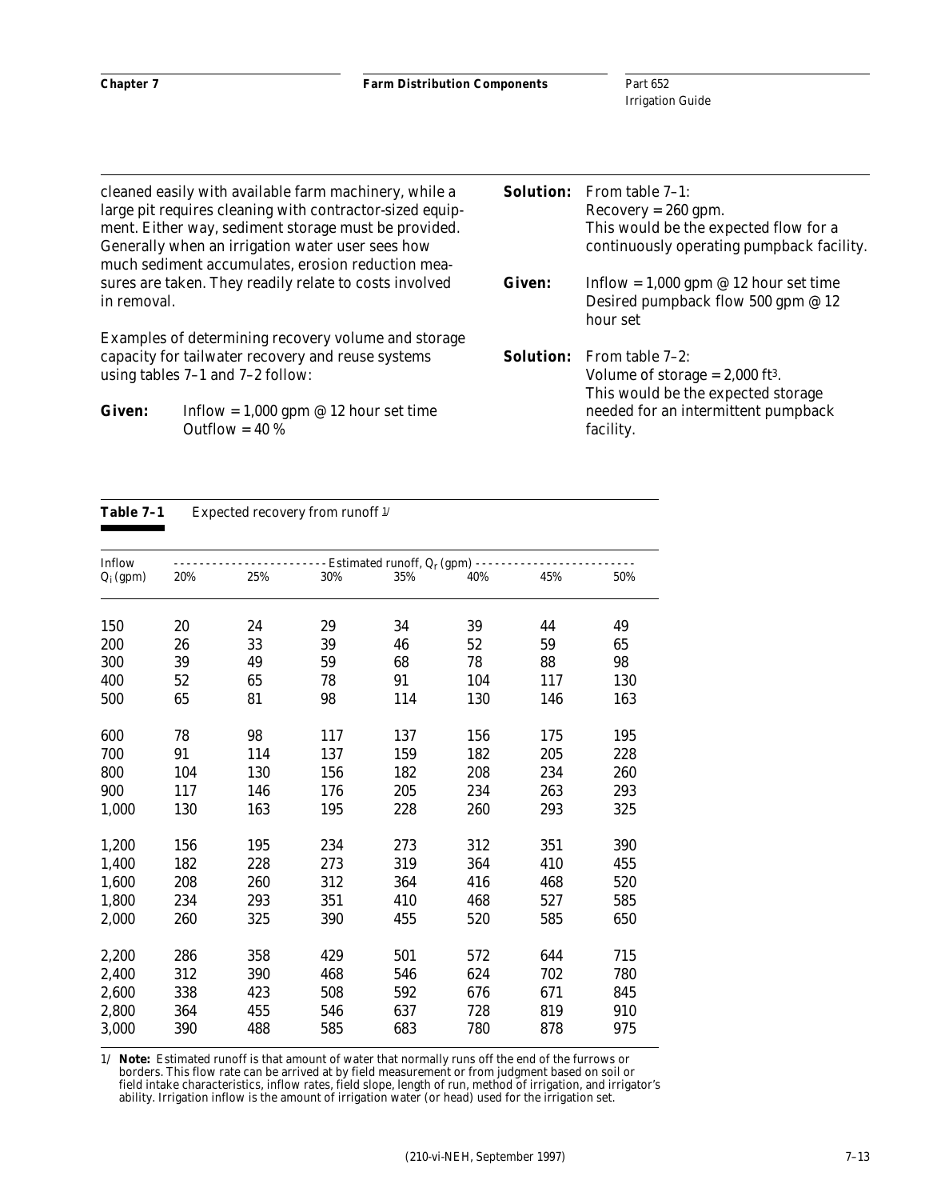cleaned easily with available farm machinery, while a large pit requires cleaning with contractor-sized equipment. Either way, sediment storage must be provided. Generally when an irrigation water user sees how much sediment accumulates, erosion reduction measures are taken. They readily relate to costs involved in removal.

Examples of determining recovery volume and storage capacity for tailwater recovery and reuse systems using tables 7–1 and 7–2 follow:

**Given:** Inflow = 1,000 gpm @ 12 hour set time
Outflow = 40 %

**Solution:** From table 7–1:
Recovery = 260 gpm.
This would be the expected flow for a continuously operating pumpback facility.

**Given:** Inflow = 1,000 gpm @ 12 hour set time
Desired pumpback flow 500 gpm @ 12 hour set

**Solution:** From table 7–2:
Volume of storage = 2,000 $ft^3$.
This would be the expected storage needed for an intermittent pumpback facility.

**Table 7–1** Expected recovery from runoff [1/]

| Inflow $Q_i$ (gpm) | Estimated runoff, $Q_r$ (gpm) 20% | 25% | 30% | 35% | 40% | 45% | 50% |
|---|---|---|---|---|---|---|---|
| 150 | 20 | 24 | 29 | 34 | 39 | 44 | 49 |
| 200 | 26 | 33 | 39 | 46 | 52 | 59 | 65 |
| 300 | 39 | 49 | 59 | 68 | 78 | 88 | 98 |
| 400 | 52 | 65 | 78 | 91 | 104 | 117 | 130 |
| 500 | 65 | 81 | 98 | 114 | 130 | 146 | 163 |
| 600 | 78 | 98 | 117 | 137 | 156 | 175 | 195 |
| 700 | 91 | 114 | 137 | 159 | 182 | 205 | 228 |
| 800 | 104 | 130 | 156 | 182 | 208 | 234 | 260 |
| 900 | 117 | 146 | 176 | 205 | 234 | 263 | 293 |
| 1,000 | 130 | 163 | 195 | 228 | 260 | 293 | 325 |
| 1,200 | 156 | 195 | 234 | 273 | 312 | 351 | 390 |
| 1,400 | 182 | 228 | 273 | 319 | 364 | 410 | 455 |
| 1,600 | 208 | 260 | 312 | 364 | 416 | 468 | 520 |
| 1,800 | 234 | 293 | 351 | 410 | 468 | 527 | 585 |
| 2,000 | 260 | 325 | 390 | 455 | 520 | 585 | 650 |
| 2,200 | 286 | 358 | 429 | 501 | 572 | 644 | 715 |
| 2,400 | 312 | 390 | 468 | 546 | 624 | 702 | 780 |
| 2,600 | 338 | 423 | 508 | 592 | 676 | 671 | 845 |
| 2,800 | 364 | 455 | 546 | 637 | 728 | 819 | 910 |
| 3,000 | 390 | 488 | 585 | 683 | 780 | 878 | 975 |

1/ **Note:** Estimated runoff is that amount of water that normally runs off the end of the furrows or borders. This flow rate can be arrived at by field measurement or from judgment based on soil or field intake characteristics, inflow rates, field slope, length of run, method of irrigation, and irrigator's ability. Irrigation inflow is the amount of irrigation water (or head) used for the irrigation set.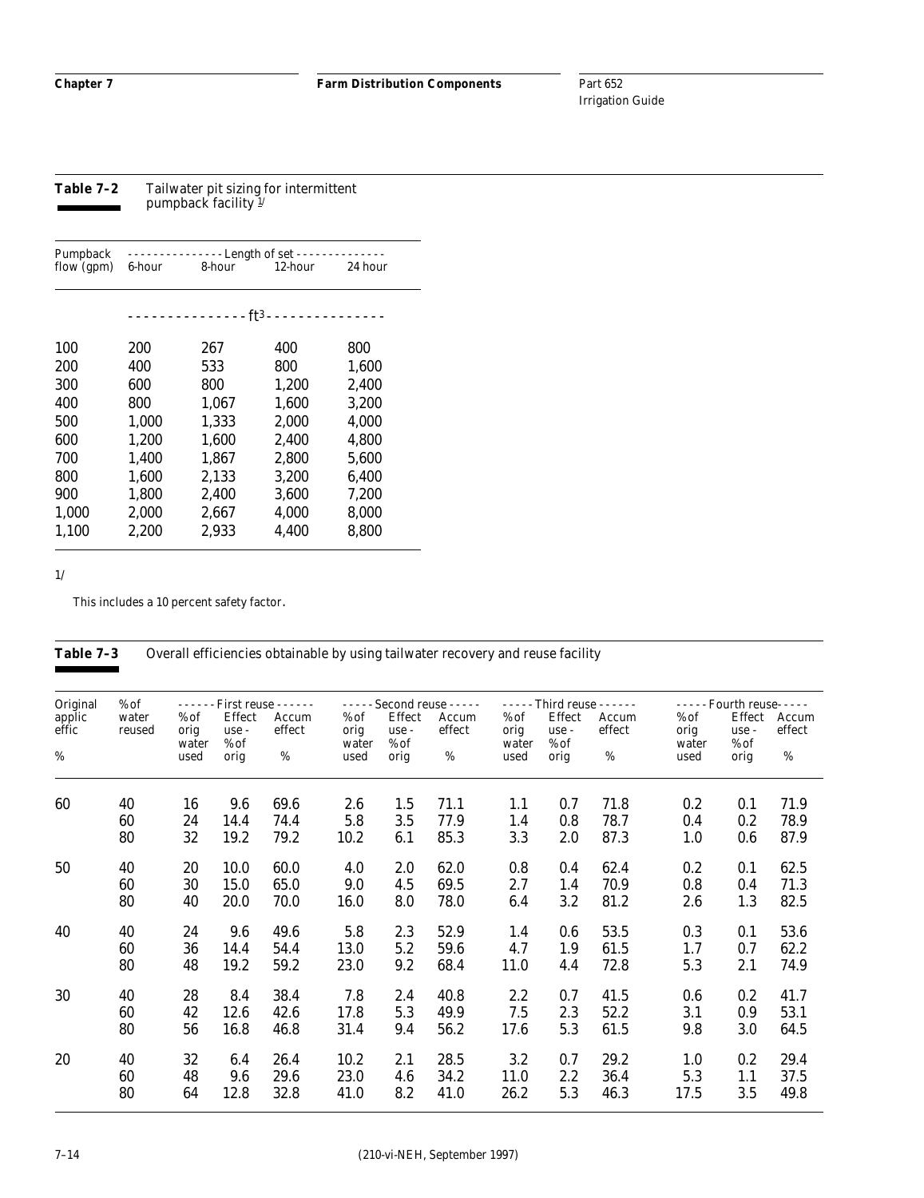**Table 7–2** Tailwater pit sizing for intermittent pumpback facility [1/]

| Pumpback flow (gpm) | Length of set 6-hour | 8-hour | 12-hour | 24 hour |
|---|---|---|---|---|
| | ft³ | | | |
| 100 | 200 | 267 | 400 | 800 |
| 200 | 400 | 533 | 800 | 1,600 |
| 300 | 600 | 800 | 1,200 | 2,400 |
| 400 | 800 | 1,067 | 1,600 | 3,200 |
| 500 | 1,000 | 1,333 | 2,000 | 4,000 |
| 600 | 1,200 | 1,600 | 2,400 | 4,800 |
| 700 | 1,400 | 1,867 | 2,800 | 5,600 |
| 800 | 1,600 | 2,133 | 3,200 | 6,400 |
| 900 | 1,800 | 2,400 | 3,600 | 7,200 |
| 1,000 | 2,000 | 2,667 | 4,000 | 8,000 |
| 1,100 | 2,200 | 2,933 | 4,400 | 8,800 |

1/ This includes a 10 percent safety factor.

**Table 7–3** Overall efficiencies obtainable by using tailwater recovery and reuse facility

| Original applic effic % | % of water reused | First reuse % of orig water used | Effect use - % of orig | Accum effect % | Second reuse % of orig water used | Effect use - % of orig | Accum effect % | Third reuse % of orig water used | Effect use - % of orig | Accum effect % | Fourth reuse % of orig water used | Effect use - % of orig | Accum effect % |
|---|---|---|---|---|---|---|---|---|---|---|---|---|---|
| 60 | 40 | 16 | 9.6 | 69.6 | 2.6 | 1.5 | 71.1 | 1.1 | 0.7 | 71.8 | 0.2 | 0.1 | 71.9 |
| | 60 | 24 | 14.4 | 74.4 | 5.8 | 3.5 | 77.9 | 1.4 | 0.8 | 78.7 | 0.4 | 0.2 | 78.9 |
| | 80 | 32 | 19.2 | 79.2 | 10.2 | 6.1 | 85.3 | 3.3 | 2.0 | 87.3 | 1.0 | 0.6 | 87.9 |
| 50 | 40 | 20 | 10.0 | 60.0 | 4.0 | 2.0 | 62.0 | 0.8 | 0.4 | 62.4 | 0.2 | 0.1 | 62.5 |
| | 60 | 30 | 15.0 | 65.0 | 9.0 | 4.5 | 69.5 | 2.7 | 1.4 | 70.9 | 0.8 | 0.4 | 71.3 |
| | 80 | 40 | 20.0 | 70.0 | 16.0 | 8.0 | 78.0 | 6.4 | 3.2 | 81.2 | 2.6 | 1.3 | 82.5 |
| 40 | 40 | 24 | 9.6 | 49.6 | 5.8 | 2.3 | 52.9 | 1.4 | 0.6 | 53.5 | 0.3 | 0.1 | 53.6 |
| | 60 | 36 | 14.4 | 54.4 | 13.0 | 5.2 | 59.6 | 4.7 | 1.9 | 61.5 | 1.7 | 0.7 | 62.2 |
| | 80 | 48 | 19.2 | 59.2 | 23.0 | 9.2 | 68.4 | 11.0 | 4.4 | 72.8 | 5.3 | 2.1 | 74.9 |
| 30 | 40 | 28 | 8.4 | 38.4 | 7.8 | 2.4 | 40.8 | 2.2 | 0.7 | 41.5 | 0.6 | 0.2 | 41.7 |
| | 60 | 42 | 12.6 | 42.6 | 17.8 | 5.3 | 49.9 | 7.5 | 2.3 | 52.2 | 3.1 | 0.9 | 53.1 |
| | 80 | 56 | 16.8 | 46.8 | 31.4 | 9.4 | 56.2 | 17.6 | 5.3 | 61.5 | 9.8 | 3.0 | 64.5 |
| 20 | 40 | 32 | 6.4 | 26.4 | 10.2 | 2.1 | 28.5 | 3.2 | 0.7 | 29.2 | 1.0 | 0.2 | 29.4 |
| | 60 | 48 | 9.6 | 29.6 | 23.0 | 4.6 | 34.2 | 11.0 | 2.2 | 36.4 | 5.3 | 1.1 | 37.5 |
| | 80 | 64 | 12.8 | 32.8 | 41.0 | 8.2 | 41.0 | 26.2 | 5.3 | 46.3 | 17.5 | 3.5 | 49.8 |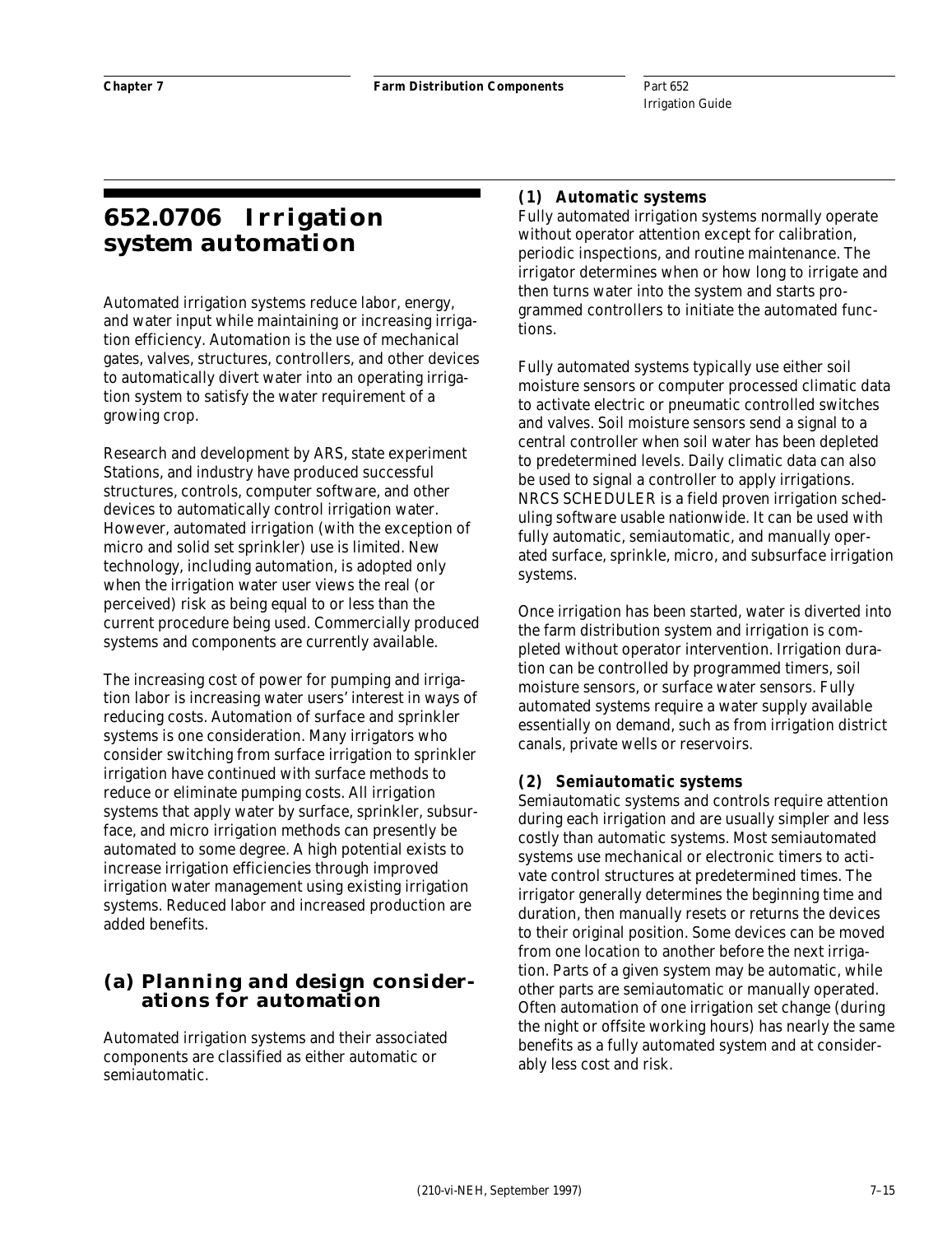# 652.0706 Irrigation system automation

Automated irrigation systems reduce labor, energy, and water input while maintaining or increasing irrigation efficiency. Automation is the use of mechanical gates, valves, structures, controllers, and other devices to automatically divert water into an operating irrigation system to satisfy the water requirement of a growing crop.

Research and development by ARS, state experiment Stations, and industry have produced successful structures, controls, computer software, and other devices to automatically control irrigation water. However, automated irrigation (with the exception of micro and solid set sprinkler) use is limited. New technology, including automation, is adopted only when the irrigation water user views the real (or perceived) risk as being equal to or less than the current procedure being used. Commercially produced systems and components are currently available.

The increasing cost of power for pumping and irrigation labor is increasing water users' interest in ways of reducing costs. Automation of surface and sprinkler systems is one consideration. Many irrigators who consider switching from surface irrigation to sprinkler irrigation have continued with surface methods to reduce or eliminate pumping costs. All irrigation systems that apply water by surface, sprinkler, subsurface, and micro irrigation methods can presently be automated to some degree. A high potential exists to increase irrigation efficiencies through improved irrigation water management using existing irrigation systems. Reduced labor and increased production are added benefits.

## (a) Planning and design considerations for automation

Automated irrigation systems and their associated components are classified as either automatic or semiautomatic.

### (1) Automatic systems

Fully automated irrigation systems normally operate without operator attention except for calibration, periodic inspections, and routine maintenance. The irrigator determines when or how long to irrigate and then turns water into the system and starts programmed controllers to initiate the automated functions.

Fully automated systems typically use either soil moisture sensors or computer processed climatic data to activate electric or pneumatic controlled switches and valves. Soil moisture sensors send a signal to a central controller when soil water has been depleted to predetermined levels. Daily climatic data can also be used to signal a controller to apply irrigations. NRCS SCHEDULER is a field proven irrigation scheduling software usable nationwide. It can be used with fully automatic, semiautomatic, and manually operated surface, sprinkle, micro, and subsurface irrigation systems.

Once irrigation has been started, water is diverted into the farm distribution system and irrigation is completed without operator intervention. Irrigation duration can be controlled by programmed timers, soil moisture sensors, or surface water sensors. Fully automated systems require a water supply available essentially on demand, such as from irrigation district canals, private wells or reservoirs.

### (2) Semiautomatic systems

Semiautomatic systems and controls require attention during each irrigation and are usually simpler and less costly than automatic systems. Most semiautomated systems use mechanical or electronic timers to activate control structures at predetermined times. The irrigator generally determines the beginning time and duration, then manually resets or returns the devices to their original position. Some devices can be moved from one location to another before the next irrigation. Parts of a given system may be automatic, while other parts are semiautomatic or manually operated. Often automation of one irrigation set change (during the night or offsite working hours) has nearly the same benefits as a fully automated system and at considerably less cost and risk.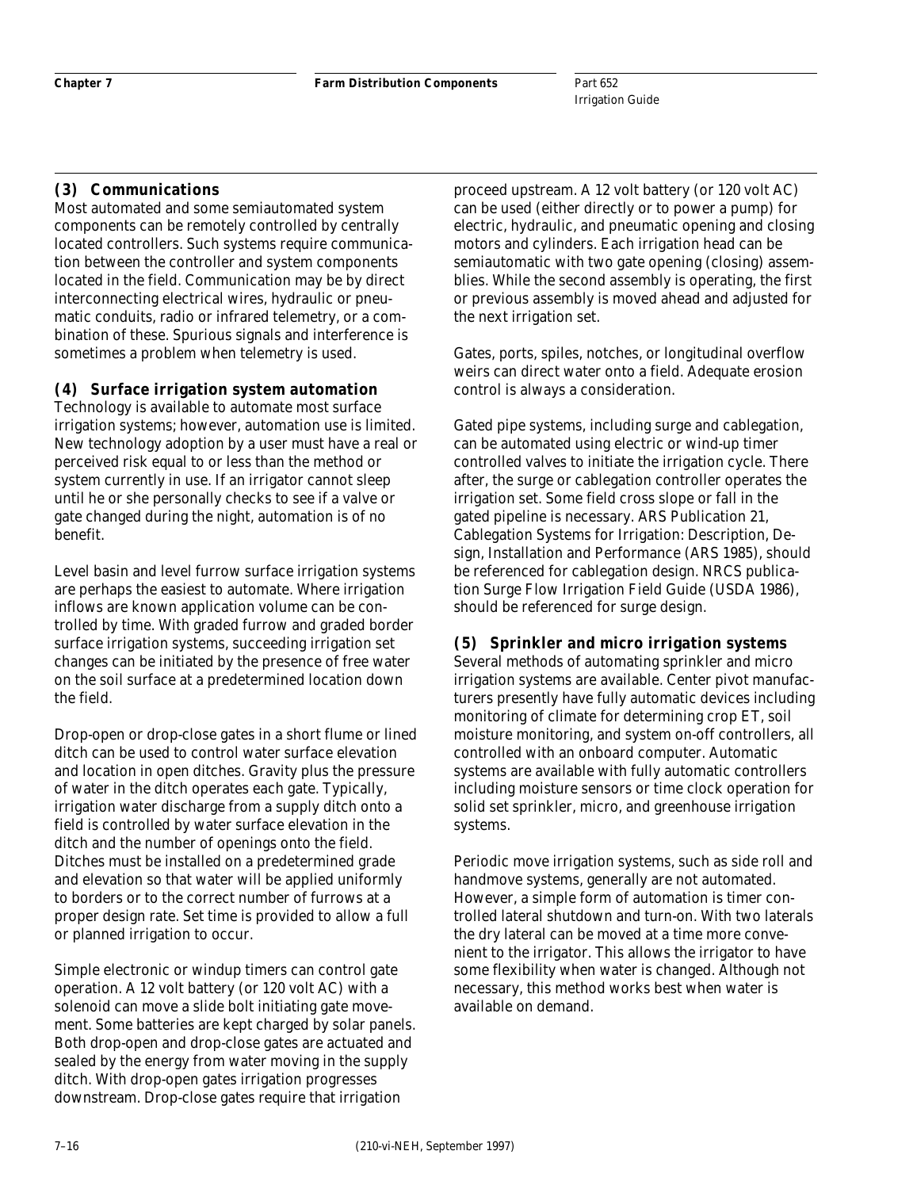#### (3) Communications

Most automated and some semiautomated system components can be remotely controlled by centrally located controllers. Such systems require communication between the controller and system components located in the field. Communication may be by direct interconnecting electrical wires, hydraulic or pneumatic conduits, radio or infrared telemetry, or a combination of these. Spurious signals and interference is sometimes a problem when telemetry is used.

#### (4) Surface irrigation system automation

Technology is available to automate most surface irrigation systems; however, automation use is limited. New technology adoption by a user must have a real or perceived risk equal to or less than the method or system currently in use. If an irrigator cannot sleep until he or she personally checks to see if a valve or gate changed during the night, automation is of no benefit.

Level basin and level furrow surface irrigation systems are perhaps the easiest to automate. Where irrigation inflows are known application volume can be controlled by time. With graded furrow and graded border surface irrigation systems, succeeding irrigation set changes can be initiated by the presence of free water on the soil surface at a predetermined location down the field.

Drop-open or drop-close gates in a short flume or lined ditch can be used to control water surface elevation and location in open ditches. Gravity plus the pressure of water in the ditch operates each gate. Typically, irrigation water discharge from a supply ditch onto a field is controlled by water surface elevation in the ditch and the number of openings onto the field. Ditches must be installed on a predetermined grade and elevation so that water will be applied uniformly to borders or to the correct number of furrows at a proper design rate. Set time is provided to allow a full or planned irrigation to occur.

Simple electronic or windup timers can control gate operation. A 12 volt battery (or 120 volt AC) with a solenoid can move a slide bolt initiating gate movement. Some batteries are kept charged by solar panels. Both drop-open and drop-close gates are actuated and sealed by the energy from water moving in the supply ditch. With drop-open gates irrigation progresses downstream. Drop-close gates require that irrigation proceed upstream. A 12 volt battery (or 120 volt AC) can be used (either directly or to power a pump) for electric, hydraulic, and pneumatic opening and closing motors and cylinders. Each irrigation head can be semiautomatic with two gate opening (closing) assemblies. While the second assembly is operating, the first or previous assembly is moved ahead and adjusted for the next irrigation set.

Gates, ports, spiles, notches, or longitudinal overflow weirs can direct water onto a field. Adequate erosion control is always a consideration.

Gated pipe systems, including surge and cablegation, can be automated using electric or wind-up timer controlled valves to initiate the irrigation cycle. There after, the surge or cablegation controller operates the irrigation set. Some field cross slope or fall in the gated pipeline is necessary. ARS Publication 21, Cablegation Systems for Irrigation: Description, Design, Installation and Performance (ARS 1985), should be referenced for cablegation design. NRCS publication Surge Flow Irrigation Field Guide (USDA 1986), should be referenced for surge design.

#### (5) Sprinkler and micro irrigation systems

Several methods of automating sprinkler and micro irrigation systems are available. Center pivot manufacturers presently have fully automatic devices including monitoring of climate for determining crop ET, soil moisture monitoring, and system on-off controllers, all controlled with an onboard computer. Automatic systems are available with fully automatic controllers including moisture sensors or time clock operation for solid set sprinkler, micro, and greenhouse irrigation systems.

Periodic move irrigation systems, such as side roll and handmove systems, generally are not automated. However, a simple form of automation is timer controlled lateral shutdown and turn-on. With two laterals the dry lateral can be moved at a time more convenient to the irrigator. This allows the irrigator to have some flexibility when water is changed. Although not necessary, this method works best when water is available on demand.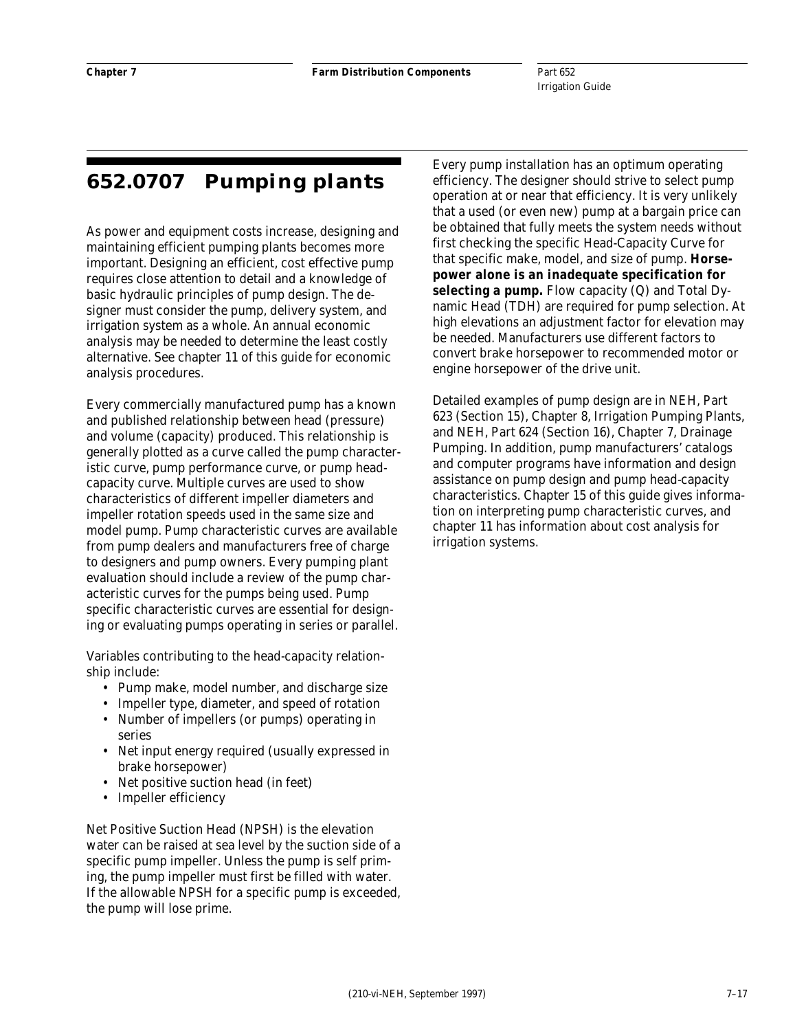## 652.0707 Pumping plants

As power and equipment costs increase, designing and maintaining efficient pumping plants becomes more important. Designing an efficient, cost effective pump requires close attention to detail and a knowledge of basic hydraulic principles of pump design. The designer must consider the pump, delivery system, and irrigation system as a whole. An annual economic analysis may be needed to determine the least costly alternative. See chapter 11 of this guide for economic analysis procedures.

Every commercially manufactured pump has a known and published relationship between head (pressure) and volume (capacity) produced. This relationship is generally plotted as a curve called the pump characteristic curve, pump performance curve, or pump head-capacity curve. Multiple curves are used to show characteristics of different impeller diameters and impeller rotation speeds used in the same size and model pump. Pump characteristic curves are available from pump dealers and manufacturers free of charge to designers and pump owners. Every pumping plant evaluation should include a review of the pump characteristic curves for the pumps being used. Pump specific characteristic curves are essential for designing or evaluating pumps operating in series or parallel.

Variables contributing to the head-capacity relationship include:

- Pump make, model number, and discharge size
- Impeller type, diameter, and speed of rotation
- Number of impellers (or pumps) operating in series
- Net input energy required (usually expressed in brake horsepower)
- Net positive suction head (in feet)
- Impeller efficiency

Net Positive Suction Head (NPSH) is the elevation water can be raised at sea level by the suction side of a specific pump impeller. Unless the pump is self priming, the pump impeller must first be filled with water. If the allowable NPSH for a specific pump is exceeded, the pump will lose prime.

Every pump installation has an optimum operating efficiency. The designer should strive to select pump operation at or near that efficiency. It is very unlikely that a used (or even new) pump at a bargain price can be obtained that fully meets the system needs without first checking the specific Head-Capacity Curve for that specific make, model, and size of pump. **Horsepower alone is an inadequate specification for selecting a pump.** Flow capacity (Q) and Total Dynamic Head (TDH) are required for pump selection. At high elevations an adjustment factor for elevation may be needed. Manufacturers use different factors to convert brake horsepower to recommended motor or engine horsepower of the drive unit.

Detailed examples of pump design are in NEH, Part 623 (Section 15), Chapter 8, Irrigation Pumping Plants, and NEH, Part 624 (Section 16), Chapter 7, Drainage Pumping. In addition, pump manufacturers' catalogs and computer programs have information and design assistance on pump design and pump head-capacity characteristics. Chapter 15 of this guide gives information on interpreting pump characteristic curves, and chapter 11 has information about cost analysis for irrigation systems.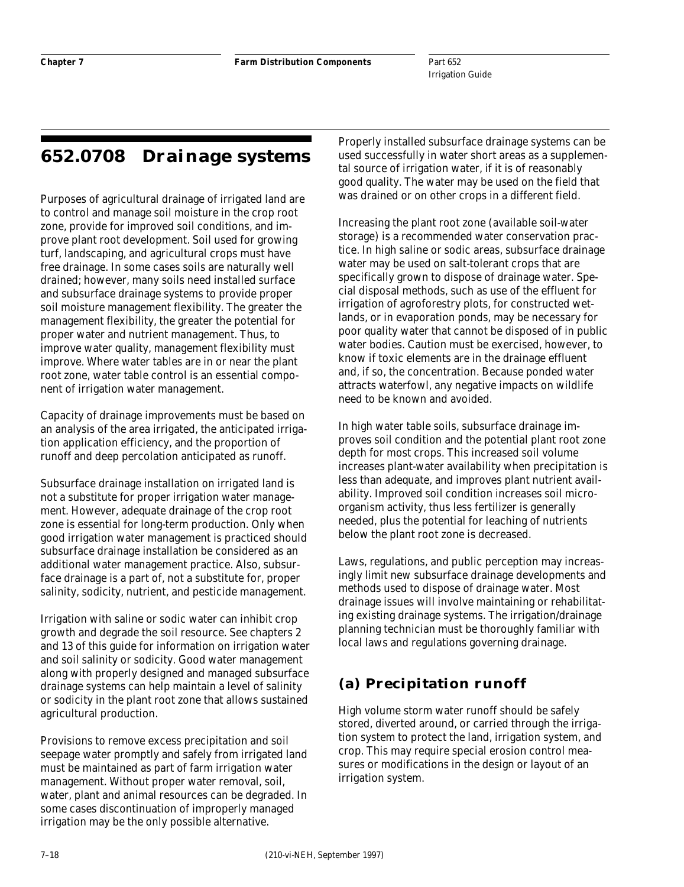# 652.0708 Drainage systems

Purposes of agricultural drainage of irrigated land are to control and manage soil moisture in the crop root zone, provide for improved soil conditions, and improve plant root development. Soil used for growing turf, landscaping, and agricultural crops must have free drainage. In some cases soils are naturally well drained; however, many soils need installed surface and subsurface drainage systems to provide proper soil moisture management flexibility. The greater the management flexibility, the greater the potential for proper water and nutrient management. Thus, to improve water quality, management flexibility must improve. Where water tables are in or near the plant root zone, water table control is an essential component of irrigation water management.

Capacity of drainage improvements must be based on an analysis of the area irrigated, the anticipated irrigation application efficiency, and the proportion of runoff and deep percolation anticipated as runoff.

Subsurface drainage installation on irrigated land is not a substitute for proper irrigation water management. However, adequate drainage of the crop root zone is essential for long-term production. Only when good irrigation water management is practiced should subsurface drainage installation be considered as an additional water management practice. Also, subsurface drainage is a part of, not a substitute for, proper salinity, sodicity, nutrient, and pesticide management.

Irrigation with saline or sodic water can inhibit crop growth and degrade the soil resource. See chapters 2 and 13 of this guide for information on irrigation water and soil salinity or sodicity. Good water management along with properly designed and managed subsurface drainage systems can help maintain a level of salinity or sodicity in the plant root zone that allows sustained agricultural production.

Provisions to remove excess precipitation and soil seepage water promptly and safely from irrigated land must be maintained as part of farm irrigation water management. Without proper water removal, soil, water, plant and animal resources can be degraded. In some cases discontinuation of improperly managed irrigation may be the only possible alternative.

Properly installed subsurface drainage systems can be used successfully in water short areas as a supplemental source of irrigation water, if it is of reasonably good quality. The water may be used on the field that was drained or on other crops in a different field.

Increasing the plant root zone (available soil-water storage) is a recommended water conservation practice. In high saline or sodic areas, subsurface drainage water may be used on salt-tolerant crops that are specifically grown to dispose of drainage water. Special disposal methods, such as use of the effluent for irrigation of agroforestry plots, for constructed wetlands, or in evaporation ponds, may be necessary for poor quality water that cannot be disposed of in public water bodies. Caution must be exercised, however, to know if toxic elements are in the drainage effluent and, if so, the concentration. Because ponded water attracts waterfowl, any negative impacts on wildlife need to be known and avoided.

In high water table soils, subsurface drainage improves soil condition and the potential plant root zone depth for most crops. This increased soil volume increases plant-water availability when precipitation is less than adequate, and improves plant nutrient availability. Improved soil condition increases soil microorganism activity, thus less fertilizer is generally needed, plus the potential for leaching of nutrients below the plant root zone is decreased.

Laws, regulations, and public perception may increasingly limit new subsurface drainage developments and methods used to dispose of drainage water. Most drainage issues will involve maintaining or rehabilitating existing drainage systems. The irrigation/drainage planning technician must be thoroughly familiar with local laws and regulations governing drainage.

## (a) Precipitation runoff

High volume storm water runoff should be safely stored, diverted around, or carried through the irrigation system to protect the land, irrigation system, and crop. This may require special erosion control measures or modifications in the design or layout of an irrigation system.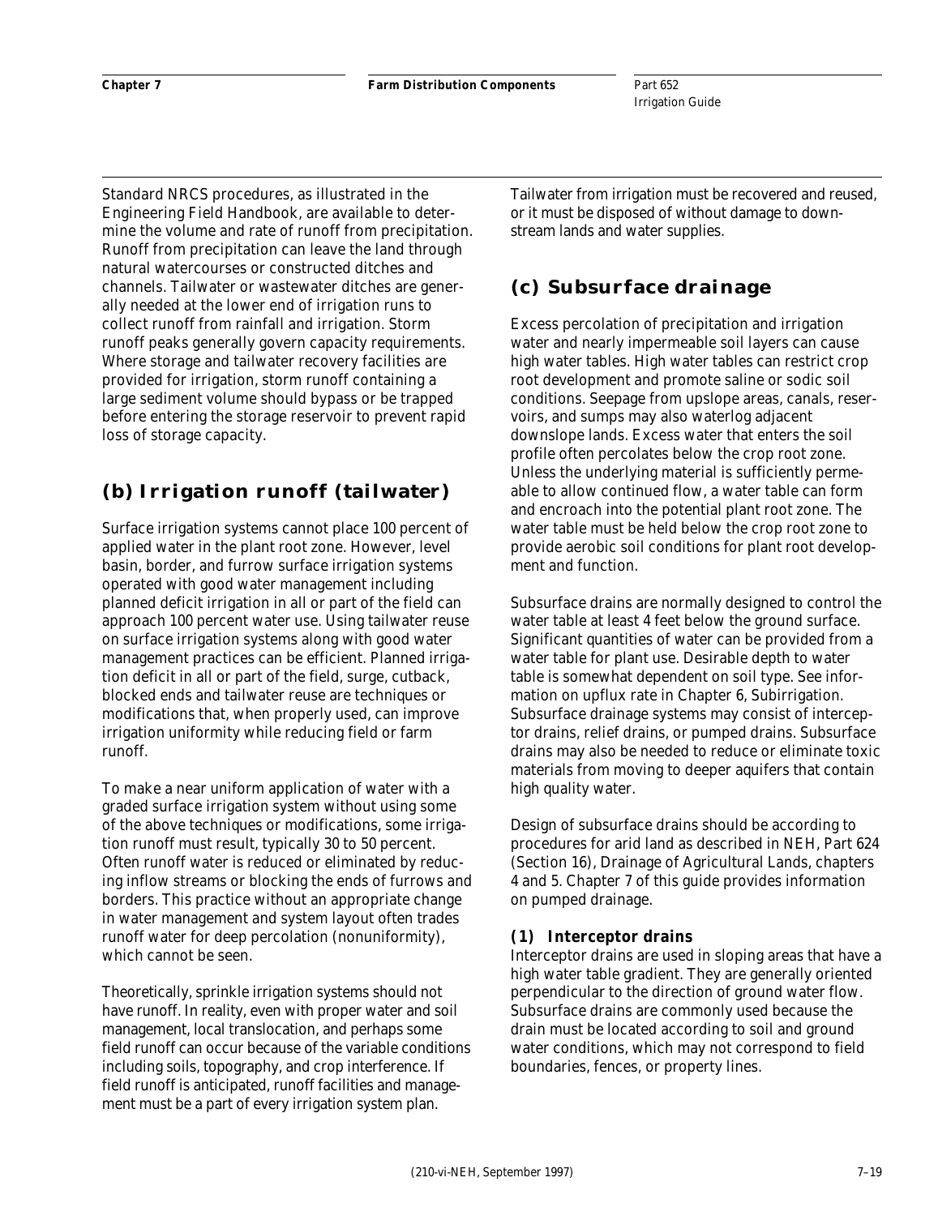Standard NRCS procedures, as illustrated in the Engineering Field Handbook, are available to determine the volume and rate of runoff from precipitation. Runoff from precipitation can leave the land through natural watercourses or constructed ditches and channels. Tailwater or wastewater ditches are generally needed at the lower end of irrigation runs to collect runoff from rainfall and irrigation. Storm runoff peaks generally govern capacity requirements. Where storage and tailwater recovery facilities are provided for irrigation, storm runoff containing a large sediment volume should bypass or be trapped before entering the storage reservoir to prevent rapid loss of storage capacity.

## (b) Irrigation runoff (tailwater)

Surface irrigation systems cannot place 100 percent of applied water in the plant root zone. However, level basin, border, and furrow surface irrigation systems operated with good water management including planned deficit irrigation in all or part of the field can approach 100 percent water use. Using tailwater reuse on surface irrigation systems along with good water management practices can be efficient. Planned irrigation deficit in all or part of the field, surge, cutback, blocked ends and tailwater reuse are techniques or modifications that, when properly used, can improve irrigation uniformity while reducing field or farm runoff.

To make a near uniform application of water with a graded surface irrigation system without using some of the above techniques or modifications, some irrigation runoff must result, typically 30 to 50 percent. Often runoff water is reduced or eliminated by reducing inflow streams or blocking the ends of furrows and borders. This practice without an appropriate change in water management and system layout often trades runoff water for deep percolation (nonuniformity), which cannot be seen.

Theoretically, sprinkle irrigation systems should not have runoff. In reality, even with proper water and soil management, local translocation, and perhaps some field runoff can occur because of the variable conditions including soils, topography, and crop interference. If field runoff is anticipated, runoff facilities and management must be a part of every irrigation system plan.

Tailwater from irrigation must be recovered and reused, or it must be disposed of without damage to downstream lands and water supplies.

## (c) Subsurface drainage

Excess percolation of precipitation and irrigation water and nearly impermeable soil layers can cause high water tables. High water tables can restrict crop root development and promote saline or sodic soil conditions. Seepage from upslope areas, canals, reservoirs, and sumps may also waterlog adjacent downslope lands. Excess water that enters the soil profile often percolates below the crop root zone. Unless the underlying material is sufficiently permeable to allow continued flow, a water table can form and encroach into the potential plant root zone. The water table must be held below the crop root zone to provide aerobic soil conditions for plant root development and function.

Subsurface drains are normally designed to control the water table at least 4 feet below the ground surface. Significant quantities of water can be provided from a water table for plant use. Desirable depth to water table is somewhat dependent on soil type. See information on upflux rate in Chapter 6, Subirrigation. Subsurface drainage systems may consist of interceptor drains, relief drains, or pumped drains. Subsurface drains may also be needed to reduce or eliminate toxic materials from moving to deeper aquifers that contain high quality water.

Design of subsurface drains should be according to procedures for arid land as described in NEH, Part 624 (Section 16), Drainage of Agricultural Lands, chapters 4 and 5. Chapter 7 of this guide provides information on pumped drainage.

### (1) Interceptor drains

Interceptor drains are used in sloping areas that have a high water table gradient. They are generally oriented perpendicular to the direction of ground water flow. Subsurface drains are commonly used because the drain must be located according to soil and ground water conditions, which may not correspond to field boundaries, fences, or property lines.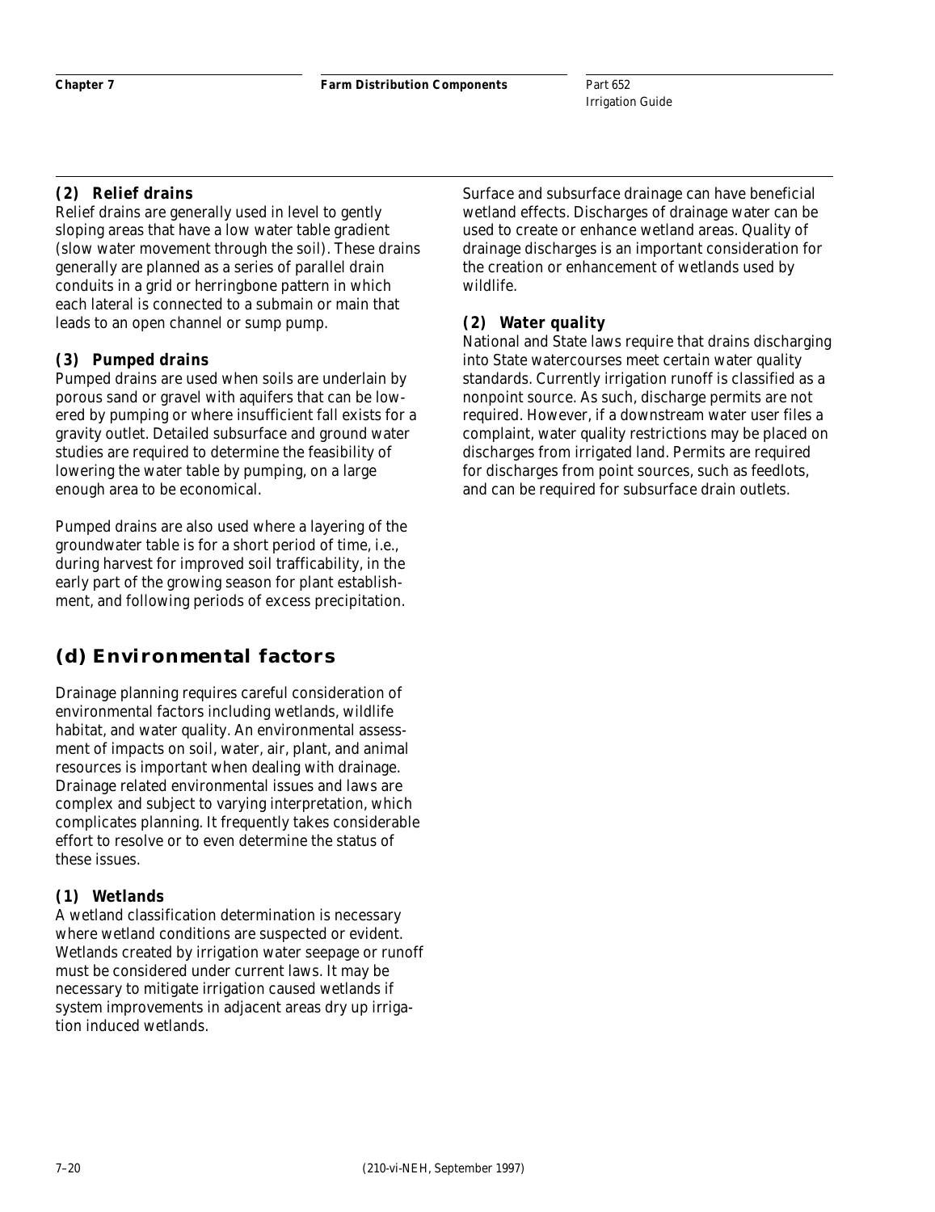#### (2) Relief drains

Relief drains are generally used in level to gently sloping areas that have a low water table gradient (slow water movement through the soil). These drains generally are planned as a series of parallel drain conduits in a grid or herringbone pattern in which each lateral is connected to a submain or main that leads to an open channel or sump pump.

#### (3) Pumped drains

Pumped drains are used when soils are underlain by porous sand or gravel with aquifers that can be lowered by pumping or where insufficient fall exists for a gravity outlet. Detailed subsurface and ground water studies are required to determine the feasibility of lowering the water table by pumping, on a large enough area to be economical.

Pumped drains are also used where a layering of the groundwater table is for a short period of time, i.e., during harvest for improved soil trafficability, in the early part of the growing season for plant establishment, and following periods of excess precipitation.

### (d) Environmental factors

Drainage planning requires careful consideration of environmental factors including wetlands, wildlife habitat, and water quality. An environmental assessment of impacts on soil, water, air, plant, and animal resources is important when dealing with drainage. Drainage related environmental issues and laws are complex and subject to varying interpretation, which complicates planning. It frequently takes considerable effort to resolve or to even determine the status of these issues.

#### (1) Wetlands

A wetland classification determination is necessary where wetland conditions are suspected or evident. Wetlands created by irrigation water seepage or runoff must be considered under current laws. It may be necessary to mitigate irrigation caused wetlands if system improvements in adjacent areas dry up irrigation induced wetlands.

Surface and subsurface drainage can have beneficial wetland effects. Discharges of drainage water can be used to create or enhance wetland areas. Quality of drainage discharges is an important consideration for the creation or enhancement of wetlands used by wildlife.

#### (2) Water quality

National and State laws require that drains discharging into State watercourses meet certain water quality standards. Currently irrigation runoff is classified as a nonpoint source. As such, discharge permits are not required. However, if a downstream water user files a complaint, water quality restrictions may be placed on discharges from irrigated land. Permits are required for discharges from point sources, such as feedlots, and can be required for subsurface drain outlets.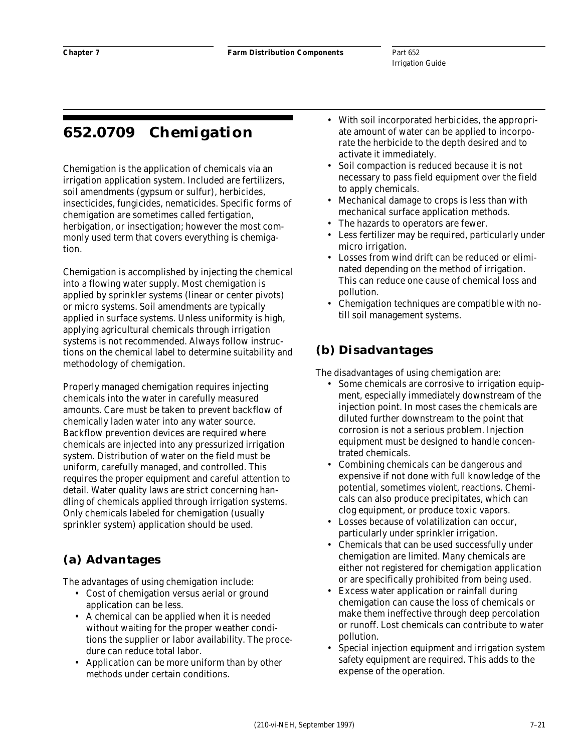# 652.0709 Chemigation

Chemigation is the application of chemicals via an irrigation application system. Included are fertilizers, soil amendments (gypsum or sulfur), herbicides, insecticides, fungicides, nematicides. Specific forms of chemigation are sometimes called fertigation, herbigation, or insectigation; however the most commonly used term that covers everything is chemigation.

Chemigation is accomplished by injecting the chemical into a flowing water supply. Most chemigation is applied by sprinkler systems (linear or center pivots) or micro systems. Soil amendments are typically applied in surface systems. Unless uniformity is high, applying agricultural chemicals through irrigation systems is not recommended. Always follow instructions on the chemical label to determine suitability and methodology of chemigation.

Properly managed chemigation requires injecting chemicals into the water in carefully measured amounts. Care must be taken to prevent backflow of chemically laden water into any water source. Backflow prevention devices are required where chemicals are injected into any pressurized irrigation system. Distribution of water on the field must be uniform, carefully managed, and controlled. This requires the proper equipment and careful attention to detail. Water quality laws are strict concerning handling of chemicals applied through irrigation systems. Only chemicals labeled for chemigation (usually sprinkler system) application should be used.

## (a) Advantages

The advantages of using chemigation include:

- Cost of chemigation versus aerial or ground application can be less.
- A chemical can be applied when it is needed without waiting for the proper weather conditions the supplier or labor availability. The procedure can reduce total labor.
- Application can be more uniform than by other methods under certain conditions.
- With soil incorporated herbicides, the appropriate amount of water can be applied to incorporate the herbicide to the depth desired and to activate it immediately.
- Soil compaction is reduced because it is not necessary to pass field equipment over the field to apply chemicals.
- Mechanical damage to crops is less than with mechanical surface application methods.
- The hazards to operators are fewer.
- Less fertilizer may be required, particularly under micro irrigation.
- Losses from wind drift can be reduced or eliminated depending on the method of irrigation. This can reduce one cause of chemical loss and pollution.
- Chemigation techniques are compatible with no-till soil management systems.

## (b) Disadvantages

The disadvantages of using chemigation are:

- Some chemicals are corrosive to irrigation equipment, especially immediately downstream of the injection point. In most cases the chemicals are diluted further downstream to the point that corrosion is not a serious problem. Injection equipment must be designed to handle concentrated chemicals.
- Combining chemicals can be dangerous and expensive if not done with full knowledge of the potential, sometimes violent, reactions. Chemicals can also produce precipitates, which can clog equipment, or produce toxic vapors.
- Losses because of volatilization can occur, particularly under sprinkler irrigation.
- Chemicals that can be used successfully under chemigation are limited. Many chemicals are either not registered for chemigation application or are specifically prohibited from being used.
- Excess water application or rainfall during chemigation can cause the loss of chemicals or make them ineffective through deep percolation or runoff. Lost chemicals can contribute to water pollution.
- Special injection equipment and irrigation system safety equipment are required. This adds to the expense of the operation.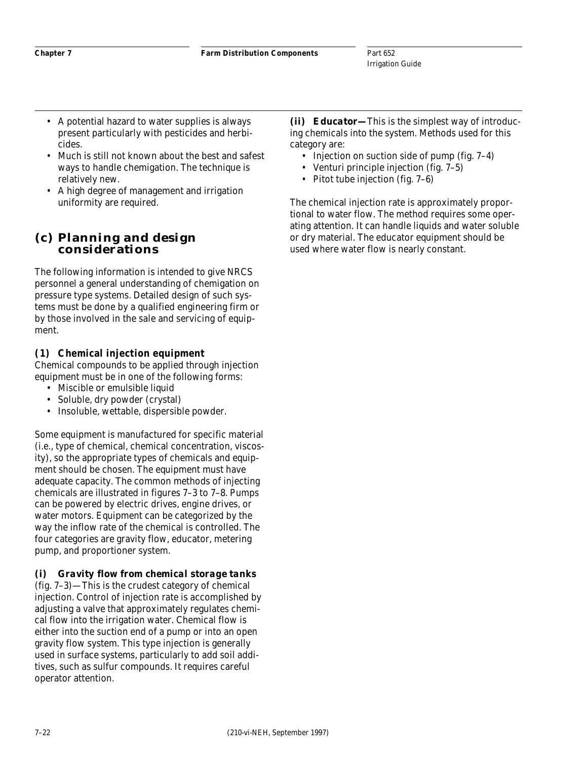- A potential hazard to water supplies is always present particularly with pesticides and herbicides.
- Much is still not known about the best and safest ways to handle chemigation. The technique is relatively new.
- A high degree of management and irrigation uniformity are required.

## (c) Planning and design considerations

The following information is intended to give NRCS personnel a general understanding of chemigation on pressure type systems. Detailed design of such systems must be done by a qualified engineering firm or by those involved in the sale and servicing of equipment.

### (1) Chemical injection equipment

Chemical compounds to be applied through injection equipment must be in one of the following forms:

- Miscible or emulsible liquid
- Soluble, dry powder (crystal)
- Insoluble, wettable, dispersible powder.

Some equipment is manufactured for specific material (i.e., type of chemical, chemical concentration, viscosity), so the appropriate types of chemicals and equipment should be chosen. The equipment must have adequate capacity. The common methods of injecting chemicals are illustrated in figures 7–3 to 7–8. Pumps can be powered by electric drives, engine drives, or water motors. Equipment can be categorized by the way the inflow rate of the chemical is controlled. The four categories are gravity flow, educator, metering pump, and proportioner system.

***(i) Gravity flow from chemical storage tanks*** (fig. 7–3)—This is the crudest category of chemical injection. Control of injection rate is accomplished by adjusting a valve that approximately regulates chemical flow into the irrigation water. Chemical flow is either into the suction end of a pump or into an open gravity flow system. This type injection is generally used in surface systems, particularly to add soil additives, such as sulfur compounds. It requires careful operator attention.

***(ii) Educator—***This is the simplest way of introducing chemicals into the system. Methods used for this category are:

- Injection on suction side of pump (fig. 7–4)
- Venturi principle injection (fig. 7–5)
- Pitot tube injection (fig. 7–6)

The chemical injection rate is approximately proportional to water flow. The method requires some operating attention. It can handle liquids and water soluble or dry material. The educator equipment should be used where water flow is nearly constant.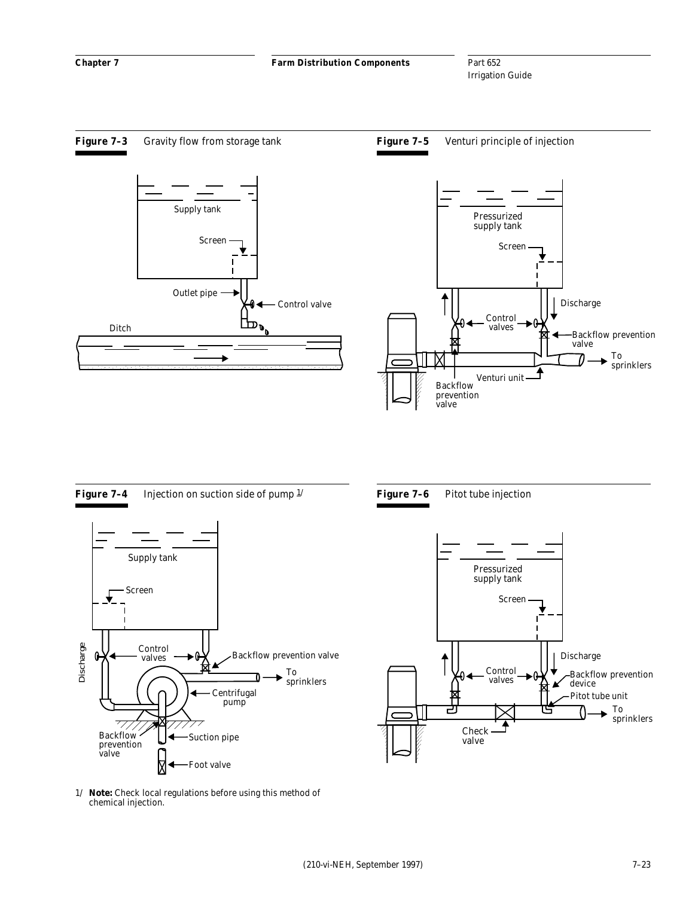**Figure 7–3** Gravity flow from storage tank

Supply tank

Screen

Outlet pipe

Control valve

Ditch

**Figure 7–5** Venturi principle of injection

Pressurized supply tank

Screen

Discharge

Control valves

Backflow prevention valve

To sprinklers

Venturi unit

Backflow prevention valve

**Figure 7–4** Injection on suction side of pump [1/]

Supply tank

Screen

Discharge

Control valves

Backflow prevention valve

To sprinklers

Centrifugal pump

Backflow prevention valve

Suction pipe

Foot valve

1/ **Note:** Check local regulations before using this method of chemical injection.

**Figure 7–6** Pitot tube injection

Pressurized supply tank

Screen

Discharge

Control valves

Backflow prevention device

Pitot tube unit

To sprinklers

Check valve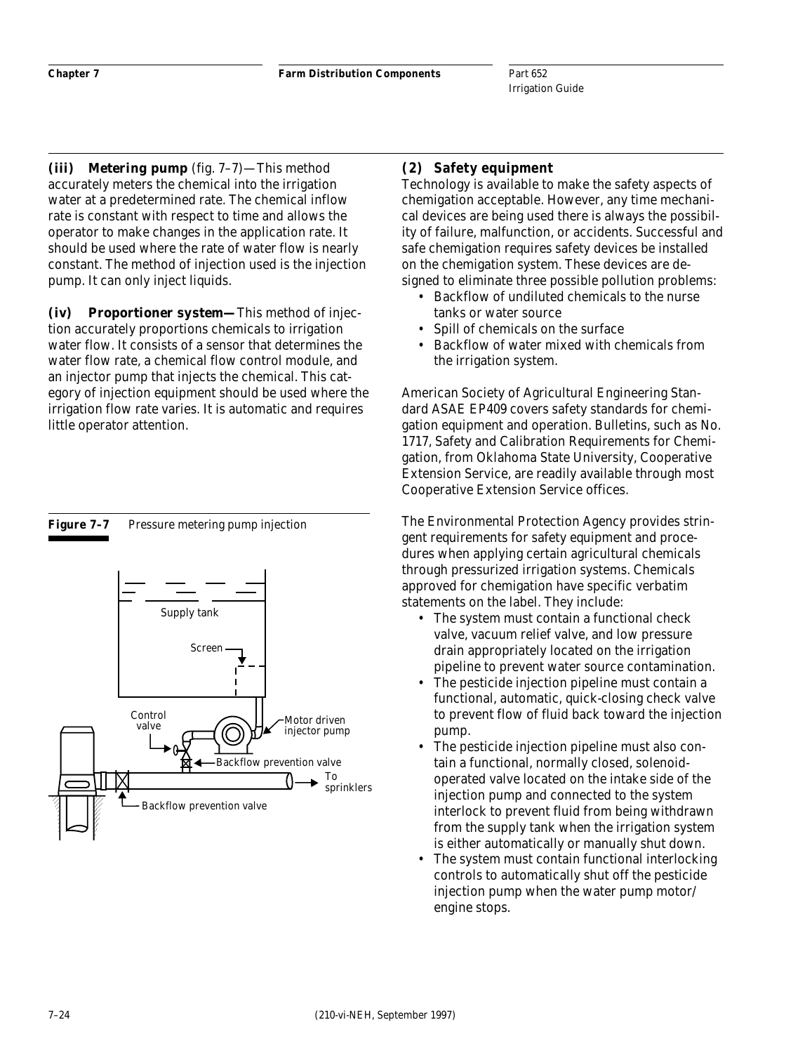**(iii) Metering pump** (fig. 7–7)—This method accurately meters the chemical into the irrigation water at a predetermined rate. The chemical inflow rate is constant with respect to time and allows the operator to make changes in the application rate. It should be used where the rate of water flow is nearly constant. The method of injection used is the injection pump. It can only inject liquids.

**(iv) Proportioner system—**This method of injection accurately proportions chemicals to irrigation water flow. It consists of a sensor that determines the water flow rate, a chemical flow control module, and an injector pump that injects the chemical. This category of injection equipment should be used where the irrigation flow rate varies. It is automatic and requires little operator attention.

**Figure 7–7** Pressure metering pump injection

### (2) Safety equipment

Technology is available to make the safety aspects of chemigation acceptable. However, any time mechanical devices are being used there is always the possibility of failure, malfunction, or accidents. Successful and safe chemigation requires safety devices be installed on the chemigation system. These devices are designed to eliminate three possible pollution problems:

- Backflow of undiluted chemicals to the nurse tanks or water source
- Spill of chemicals on the surface
- Backflow of water mixed with chemicals from the irrigation system.

American Society of Agricultural Engineering Standard ASAE EP409 covers safety standards for chemigation equipment and operation. Bulletins, such as No. 1717, Safety and Calibration Requirements for Chemigation, from Oklahoma State University, Cooperative Extension Service, are readily available through most Cooperative Extension Service offices.

The Environmental Protection Agency provides stringent requirements for safety equipment and procedures when applying certain agricultural chemicals through pressurized irrigation systems. Chemicals approved for chemigation have specific verbatim statements on the label. They include:

- The system must contain a functional check valve, vacuum relief valve, and low pressure drain appropriately located on the irrigation pipeline to prevent water source contamination.
- The pesticide injection pipeline must contain a functional, automatic, quick-closing check valve to prevent flow of fluid back toward the injection pump.
- The pesticide injection pipeline must also contain a functional, normally closed, solenoid-operated valve located on the intake side of the injection pump and connected to the system interlock to prevent fluid from being withdrawn from the supply tank when the irrigation system is either automatically or manually shut down.
- The system must contain functional interlocking controls to automatically shut off the pesticide injection pump when the water pump motor/engine stops.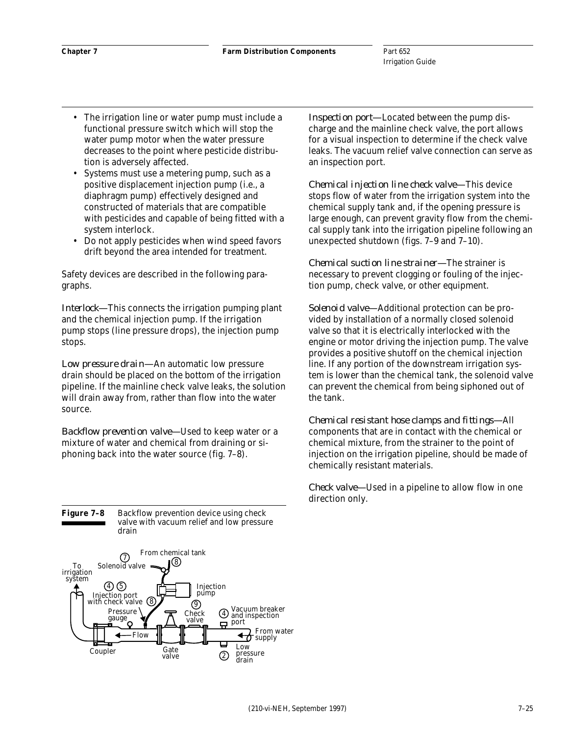- The irrigation line or water pump must include a functional pressure switch which will stop the water pump motor when the water pressure decreases to the point where pesticide distribution is adversely affected.
- Systems must use a metering pump, such as a positive displacement injection pump (i.e., a diaphragm pump) effectively designed and constructed of materials that are compatible with pesticides and capable of being fitted with a system interlock.
- Do not apply pesticides when wind speed favors drift beyond the area intended for treatment.

Safety devices are described in the following paragraphs.

*Interlock*—This connects the irrigation pumping plant and the chemical injection pump. If the irrigation pump stops (line pressure drops), the injection pump stops.

*Low pressure drain*—An automatic low pressure drain should be placed on the bottom of the irrigation pipeline. If the mainline check valve leaks, the solution will drain away from, rather than flow into the water source.

*Backflow prevention valve*—Used to keep water or a mixture of water and chemical from draining or siphoning back into the water source (fig. 7–8).

**Figure 7–8** Backflow prevention device using check valve with vacuum relief and low pressure drain

To irrigation system; ⑦ Solenoid valve; From chemical tank ⑧; ④ ⑤ Injection port with check valve ⑧; Injection pump; Pressure gauge; ⑨ Check valve; ④ Vacuum breaker and inspection port; Flow; From water supply; Coupler; Gate valve; ② Low pressure drain

*Inspection port*—Located between the pump discharge and the mainline check valve, the port allows for a visual inspection to determine if the check valve leaks. The vacuum relief valve connection can serve as an inspection port.

*Chemical injection line check valve*—This device stops flow of water from the irrigation system into the chemical supply tank and, if the opening pressure is large enough, can prevent gravity flow from the chemical supply tank into the irrigation pipeline following an unexpected shutdown (figs. 7–9 and 7–10).

*Chemical suction line strainer*—The strainer is necessary to prevent clogging or fouling of the injection pump, check valve, or other equipment.

*Solenoid valve*—Additional protection can be provided by installation of a normally closed solenoid valve so that it is electrically interlocked with the engine or motor driving the injection pump. The valve provides a positive shutoff on the chemical injection line. If any portion of the downstream irrigation system is lower than the chemical tank, the solenoid valve can prevent the chemical from being siphoned out of the tank.

*Chemical resistant hose clamps and fittings*—All components that are in contact with the chemical or chemical mixture, from the strainer to the point of injection on the irrigation pipeline, should be made of chemically resistant materials.

*Check valve*—Used in a pipeline to allow flow in one direction only.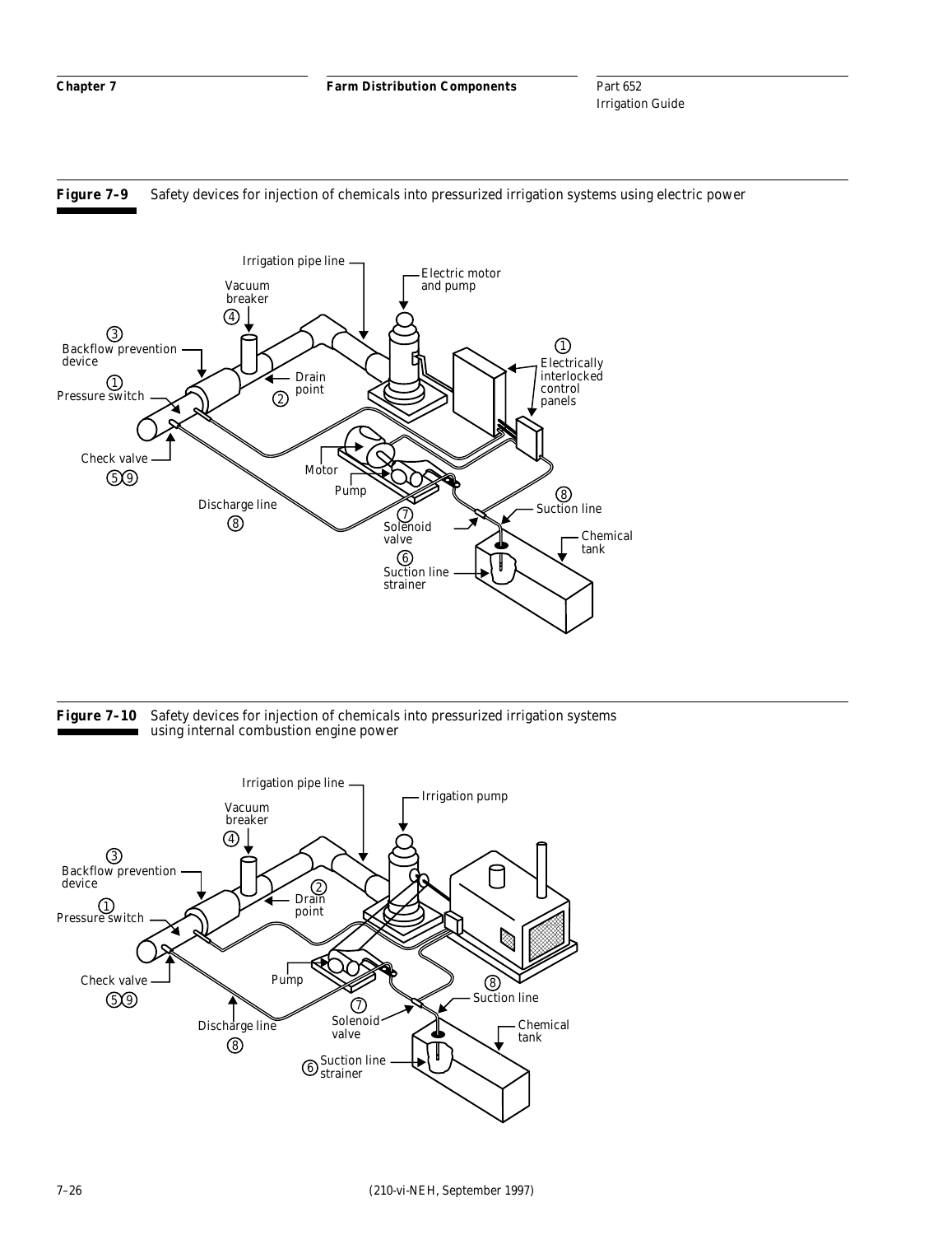**Figure 7–9** Safety devices for injection of chemicals into pressurized irrigation systems using electric power

Irrigation pipe line

Electric motor and pump

Vacuum breaker ④

③ Backflow prevention device

① Pressure switch

Drain point ②

① Electrically interlocked control panels

Check valve ⑤⑨

Motor

Pump

Discharge line ⑧

⑧ Suction line

⑦ Solenoid valve

Chemical tank

⑥ Suction line strainer

**Figure 7–10** Safety devices for injection of chemicals into pressurized irrigation systems using internal combustion engine power

Irrigation pipe line

Irrigation pump

Vacuum breaker ④

③ Backflow prevention device

① Pressure switch

② Drain point

Check valve ⑤⑨

Pump

⑧ Suction line

⑦ Solenoid valve

Chemical tank

Discharge line ⑧

⑥ Suction line strainer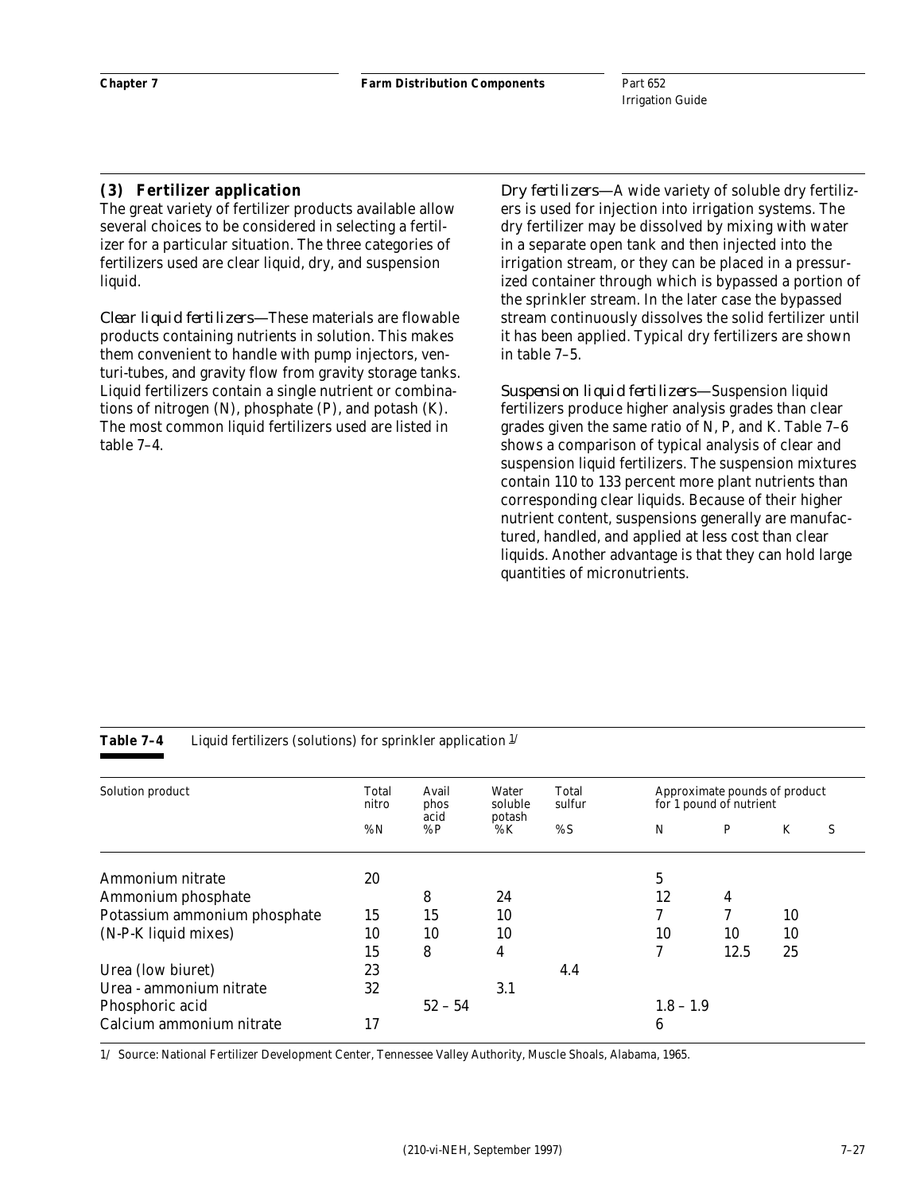### (3) Fertilizer application

The great variety of fertilizer products available allow several choices to be considered in selecting a fertilizer for a particular situation. The three categories of fertilizers used are clear liquid, dry, and suspension liquid.

*Clear liquid fertilizers*—These materials are flowable products containing nutrients in solution. This makes them convenient to handle with pump injectors, venturi-tubes, and gravity flow from gravity storage tanks. Liquid fertilizers contain a single nutrient or combinations of nitrogen (N), phosphate (P), and potash (K). The most common liquid fertilizers used are listed in table 7–4.

*Dry fertilizers*—A wide variety of soluble dry fertilizers is used for injection into irrigation systems. The dry fertilizer may be dissolved by mixing with water in a separate open tank and then injected into the irrigation stream, or they can be placed in a pressurized container through which is bypassed a portion of the sprinkler stream. In the later case the bypassed stream continuously dissolves the solid fertilizer until it has been applied. Typical dry fertilizers are shown in table 7–5.

*Suspension liquid fertilizers*—Suspension liquid fertilizers produce higher analysis grades than clear grades given the same ratio of N, P, and K. Table 7–6 shows a comparison of typical analysis of clear and suspension liquid fertilizers. The suspension mixtures contain 110 to 133 percent more plant nutrients than corresponding clear liquids. Because of their higher nutrient content, suspensions generally are manufactured, handled, and applied at less cost than clear liquids. Another advantage is that they can hold large quantities of micronutrients.

**Table 7–4** Liquid fertilizers (solutions) for sprinkler application [1/]

| Solution product | Total nitro | Avail phos acid | Water soluble potash | Total sulfur | Approximate pounds of product for 1 pound of nutrient | | | |
|---|---|---|---|---|---|---|---|---|
| | %N | %P | %K | %S | N | P | K | S |
| Ammonium nitrate | 20 | | | | 5 | | | |
| Ammonium phosphate | | 8 | 24 | | 12 | 4 | | |
| Potassium ammonium phosphate | 15 | 15 | 10 | | 7 | 7 | 10 | |
| (N-P-K liquid mixes) | 10 | 10 | 10 | | 10 | 10 | 10 | |
| | 15 | 8 | 4 | | 7 | 12.5 | 25 | |
| Urea (low biuret) | 23 | | | 4.4 | | | | |
| Urea - ammonium nitrate | 32 | | 3.1 | | | | | |
| Phosphoric acid | | 52 – 54 | | | 1.8 – 1.9 | | | |
| Calcium ammonium nitrate | 17 | | | | 6 | | | |

1/ Source: National Fertilizer Development Center, Tennessee Valley Authority, Muscle Shoals, Alabama, 1965.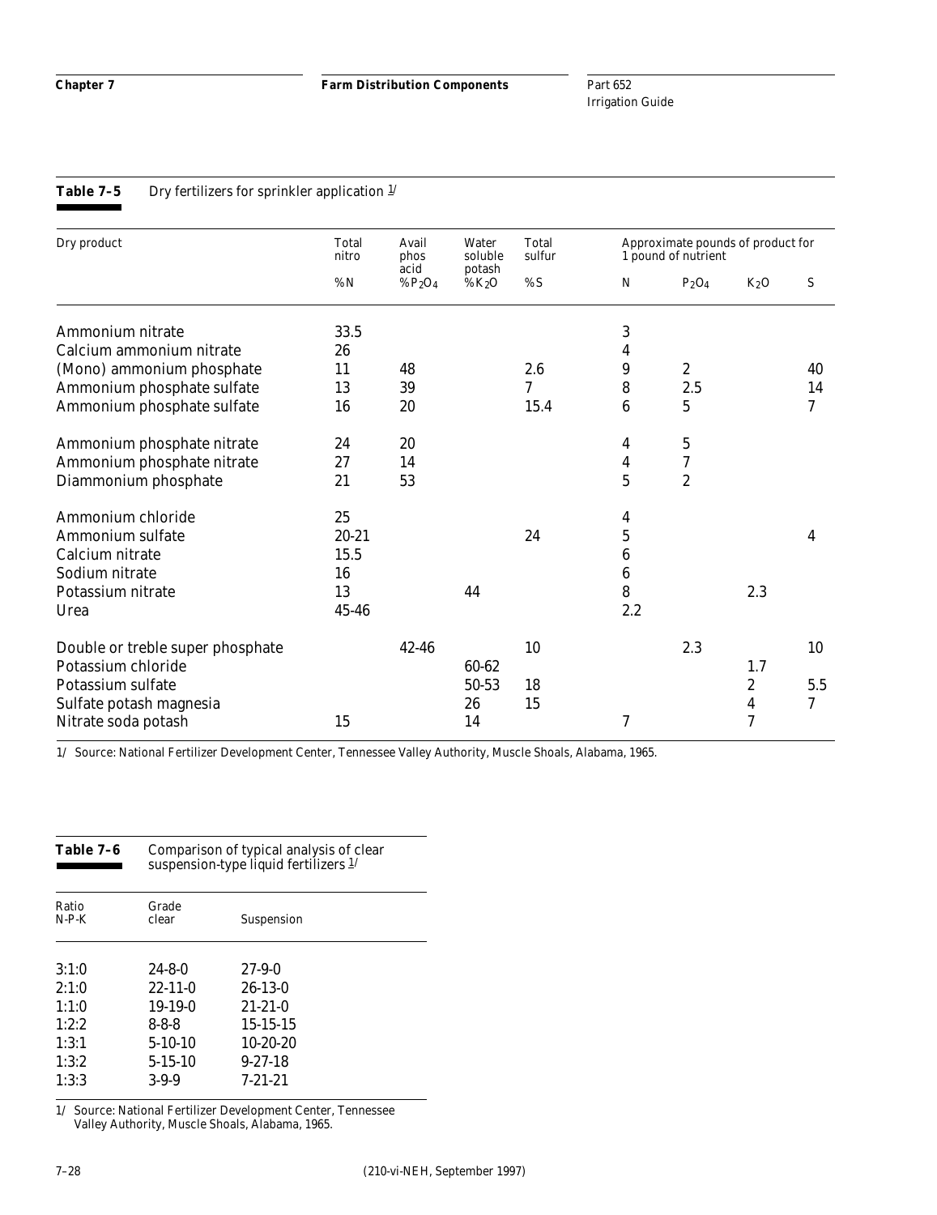**Table 7–5** Dry fertilizers for sprinkler application [1/]

| Dry product | Total nitro | Avail phos acid | Water soluble potash | Total sulfur | Approximate pounds of product for 1 pound of nutrient | | | |
|---|---|---|---|---|---|---|---|---|
| | %N | %$P_2O_4$ | %$K_2O$ | %S | N | $P_2O_4$ | $K_2O$ | S |
| Ammonium nitrate | 33.5 | | | | 3 | | | |
| Calcium ammonium nitrate | 26 | | | | 4 | | | |
| (Mono) ammonium phosphate | 11 | 48 | | 2.6 | 9 | 2 | | 40 |
| Ammonium phosphate sulfate | 13 | 39 | | 7 | 8 | 2.5 | | 14 |
| Ammonium phosphate sulfate | 16 | 20 | | 15.4 | 6 | 5 | | 7 |
| Ammonium phosphate nitrate | 24 | 20 | | | 4 | 5 | | |
| Ammonium phosphate nitrate | 27 | 14 | | | 4 | 7 | | |
| Diammonium phosphate | 21 | 53 | | | 5 | 2 | | |
| Ammonium chloride | 25 | | | | 4 | | | |
| Ammonium sulfate | 20-21 | | | 24 | 5 | | | 4 |
| Calcium nitrate | 15.5 | | | | 6 | | | |
| Sodium nitrate | 16 | | | | 6 | | | |
| Potassium nitrate | 13 | | 44 | | 8 | | 2.3 | |
| Urea | 45-46 | | | | 2.2 | | | |
| Double or treble super phosphate | | 42-46 | | 10 | | 2.3 | | 10 |
| Potassium chloride | | | 60-62 | | | | 1.7 | |
| Potassium sulfate | | | 50-53 | 18 | | | 2 | 5.5 |
| Sulfate potash magnesia | | | 26 | 15 | | | 4 | 7 |
| Nitrate soda potash | 15 | | 14 | | 7 | | 7 | |

1/ Source: National Fertilizer Development Center, Tennessee Valley Authority, Muscle Shoals, Alabama, 1965.

**Table 7–6** Comparison of typical analysis of clear suspension-type liquid fertilizers [1/]

| Ratio N-P-K | Grade clear | Suspension |
|---|---|---|
| 3:1:0 | 24-8-0 | 27-9-0 |
| 2:1:0 | 22-11-0 | 26-13-0 |
| 1:1:0 | 19-19-0 | 21-21-0 |
| 1:2:2 | 8-8-8 | 15-15-15 |
| 1:3:1 | 5-10-10 | 10-20-20 |
| 1:3:2 | 5-15-10 | 9-27-18 |
| 1:3:3 | 3-9-9 | 7-21-21 |

1/ Source: National Fertilizer Development Center, Tennessee Valley Authority, Muscle Shoals, Alabama, 1965.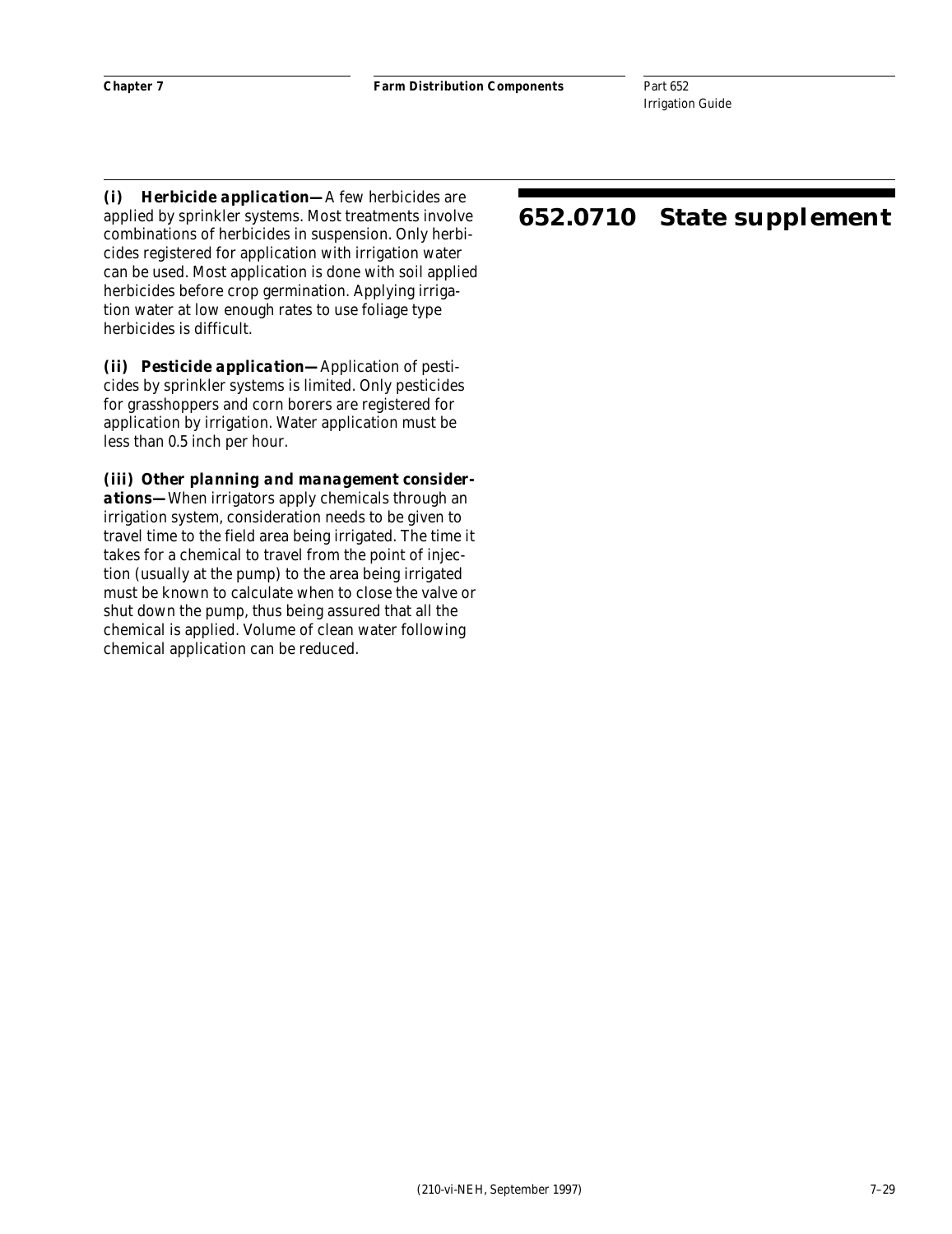***(i) Herbicide application—*** A few herbicides are applied by sprinkler systems. Most treatments involve combinations of herbicides in suspension. Only herbicides registered for application with irrigation water can be used. Most application is done with soil applied herbicides before crop germination. Applying irrigation water at low enough rates to use foliage type herbicides is difficult.

***(ii) Pesticide application—*** Application of pesticides by sprinkler systems is limited. Only pesticides for grasshoppers and corn borers are registered for application by irrigation. Water application must be less than 0.5 inch per hour.

***(iii) Other planning and management considerations—*** When irrigators apply chemicals through an irrigation system, consideration needs to be given to travel time to the field area being irrigated. The time it takes for a chemical to travel from the point of injection (usually at the pump) to the area being irrigated must be known to calculate when to close the valve or shut down the pump, thus being assured that all the chemical is applied. Volume of clean water following chemical application can be reduced.

# 652.0710 State supplement